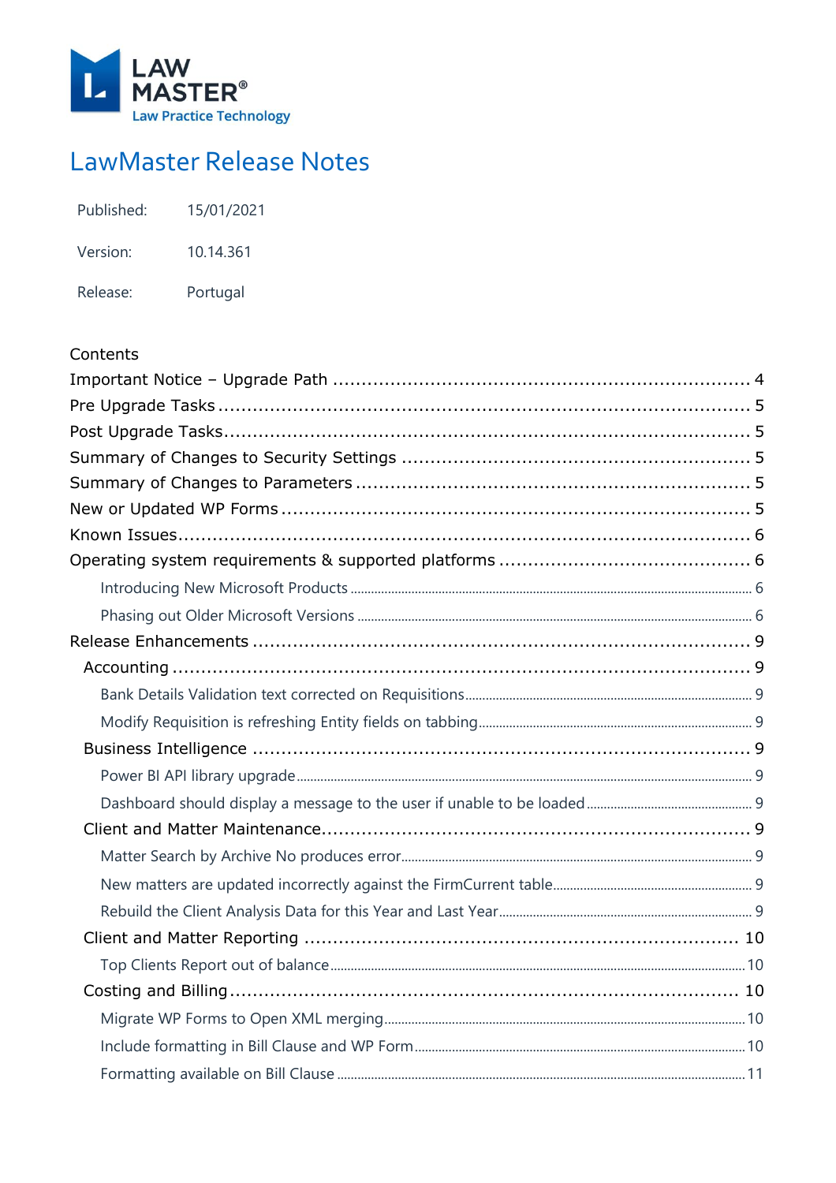LAW MASTER®

Law Practice Technology

# LawMaster Release Notes

| | |
|---|---|
| Published: | 15/01/2021 |
| Version: | 10.14.361 |
| Release: | Portugal |

Contents

- Important Notice – Upgrade Path ..... 4
- Pre Upgrade Tasks ..... 5
- Post Upgrade Tasks ..... 5
- Summary of Changes to Security Settings ..... 5
- Summary of Changes to Parameters ..... 5
- New or Updated WP Forms ..... 5
- Known Issues ..... 6
- Operating system requirements & supported platforms ..... 6
  - Introducing New Microsoft Products ..... 6
  - Phasing out Older Microsoft Versions ..... 6
- Release Enhancements ..... 9
  - Accounting ..... 9
    - Bank Details Validation text corrected on Requisitions ..... 9
    - Modify Requisition is refreshing Entity fields on tabbing ..... 9
  - Business Intelligence ..... 9
    - Power BI API library upgrade ..... 9
    - Dashboard should display a message to the user if unable to be loaded ..... 9
  - Client and Matter Maintenance ..... 9
    - Matter Search by Archive No produces error ..... 9
    - New matters are updated incorrectly against the FirmCurrent table ..... 9
    - Rebuild the Client Analysis Data for this Year and Last Year ..... 9
  - Client and Matter Reporting ..... 10
    - Top Clients Report out of balance ..... 10
  - Costing and Billing ..... 10
    - Migrate WP Forms to Open XML merging ..... 10
    - Include formatting in Bill Clause and WP Form ..... 10
    - Formatting available on Bill Clause ..... 11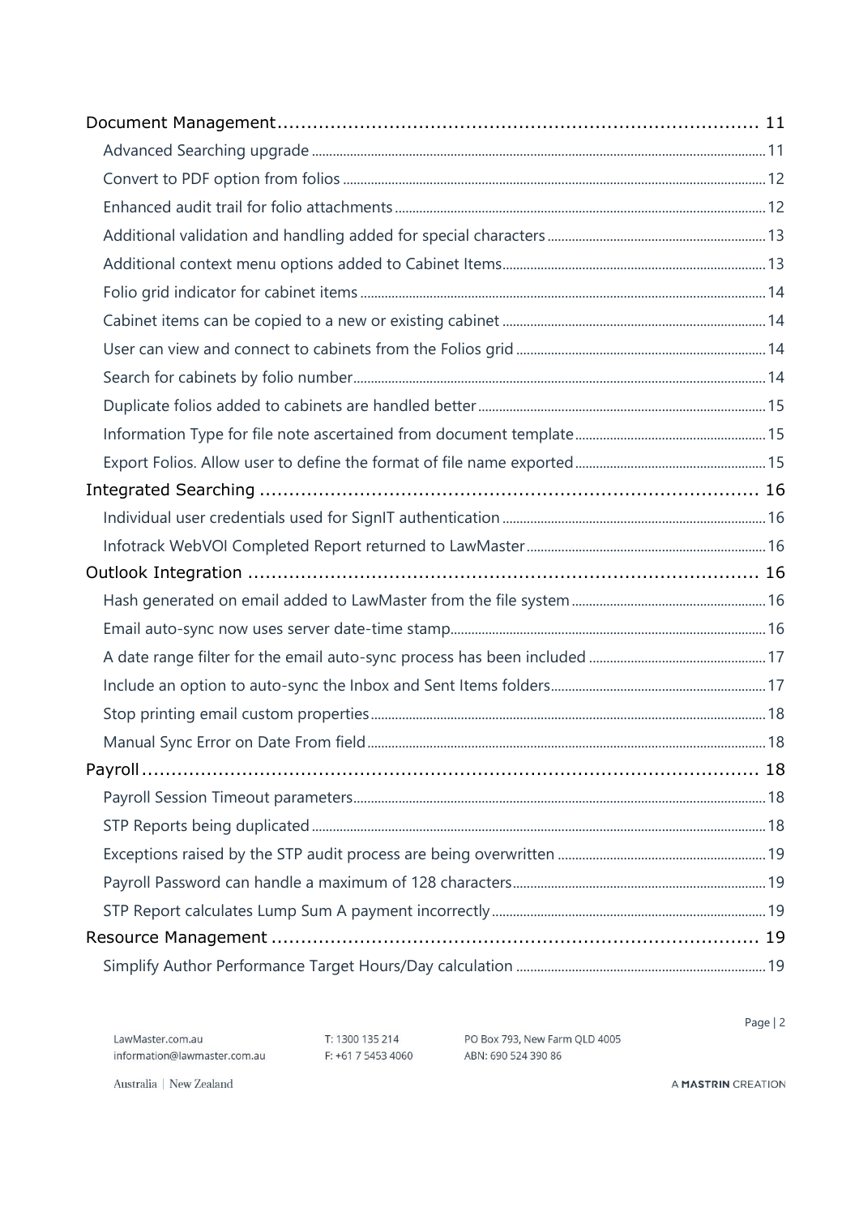Document Management ............................................................................ 11

- Advanced Searching upgrade ............................................................................ 11
- Convert to PDF option from folios ............................................................................ 12
- Enhanced audit trail for folio attachments ............................................................................ 12
- Additional validation and handling added for special characters ............................................................................ 13
- Additional context menu options added to Cabinet Items ............................................................................ 13
- Folio grid indicator for cabinet items ............................................................................ 14
- Cabinet items can be copied to a new or existing cabinet ............................................................................ 14
- User can view and connect to cabinets from the Folios grid ............................................................................ 14
- Search for cabinets by folio number ............................................................................ 14
- Duplicate folios added to cabinets are handled better ............................................................................ 15
- Information Type for file note ascertained from document template ............................................................................ 15
- Export Folios. Allow user to define the format of file name exported ............................................................................ 15

Integrated Searching ............................................................................ 16

- Individual user credentials used for SignIT authentication ............................................................................ 16
- Infotrack WebVOI Completed Report returned to LawMaster ............................................................................ 16

Outlook Integration ............................................................................ 16

- Hash generated on email added to LawMaster from the file system ............................................................................ 16
- Email auto-sync now uses server date-time stamp ............................................................................ 16
- A date range filter for the email auto-sync process has been included ............................................................................ 17
- Include an option to auto-sync the Inbox and Sent Items folders ............................................................................ 17
- Stop printing email custom properties ............................................................................ 18
- Manual Sync Error on Date From field ............................................................................ 18

Payroll ............................................................................ 18

- Payroll Session Timeout parameters ............................................................................ 18
- STP Reports being duplicated ............................................................................ 18
- Exceptions raised by the STP audit process are being overwritten ............................................................................ 19
- Payroll Password can handle a maximum of 128 characters ............................................................................ 19
- STP Report calculates Lump Sum A payment incorrectly ............................................................................ 19

Resource Management ............................................................................ 19

- Simplify Author Performance Target Hours/Day calculation ............................................................................ 19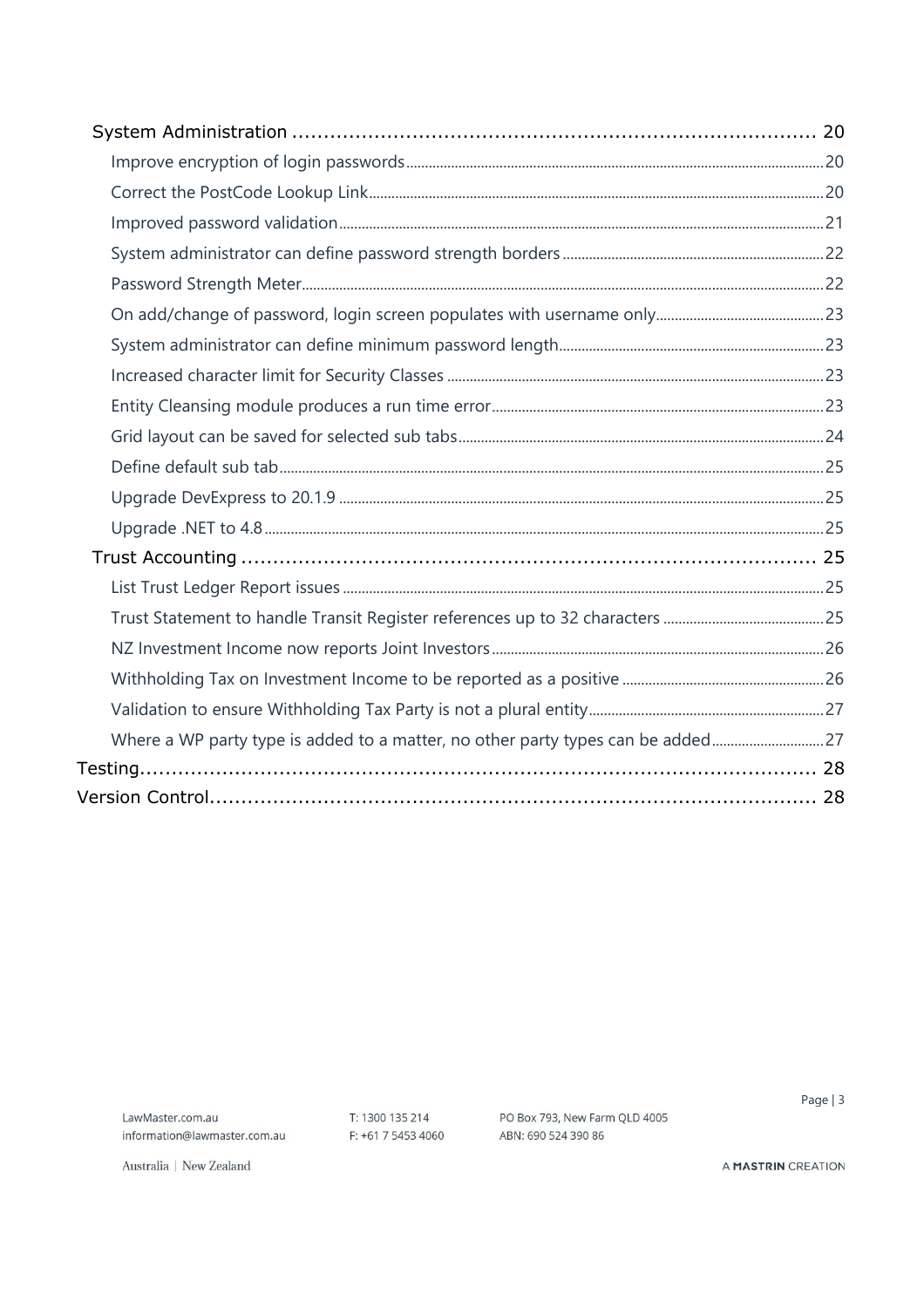System Administration .................................................................... 20

- Improve encryption of login passwords .................................................... 20
- Correct the PostCode Lookup Link .......................................................... 20
- Improved password validation ............................................................... 21
- System administrator can define password strength borders ............................. 22
- Password Strength Meter ...................................................................... 22
- On add/change of password, login screen populates with username only ............... 23
- System administrator can define minimum password length ................................ 23
- Increased character limit for Security Classes ............................................ 23
- Entity Cleansing module produces a run time error ........................................ 23
- Grid layout can be saved for selected sub tabs ............................................ 24
- Define default sub tab ........................................................................ 25
- Upgrade DevExpress to 20.1.9 ................................................................ 25
- Upgrade .NET to 4.8 ........................................................................... 25

Trust Accounting ........................................................................... 25

- List Trust Ledger Report issues .............................................................. 25
- Trust Statement to handle Transit Register references up to 32 characters ........... 25
- NZ Investment Income now reports Joint Investors ......................................... 26
- Withholding Tax on Investment Income to be reported as a positive ..................... 26
- Validation to ensure Withholding Tax Party is not a plural entity ........................ 27
- Where a WP party type is added to a matter, no other party types can be added ....... 27

Testing ........................................................................................... 28

Version Control ................................................................................. 28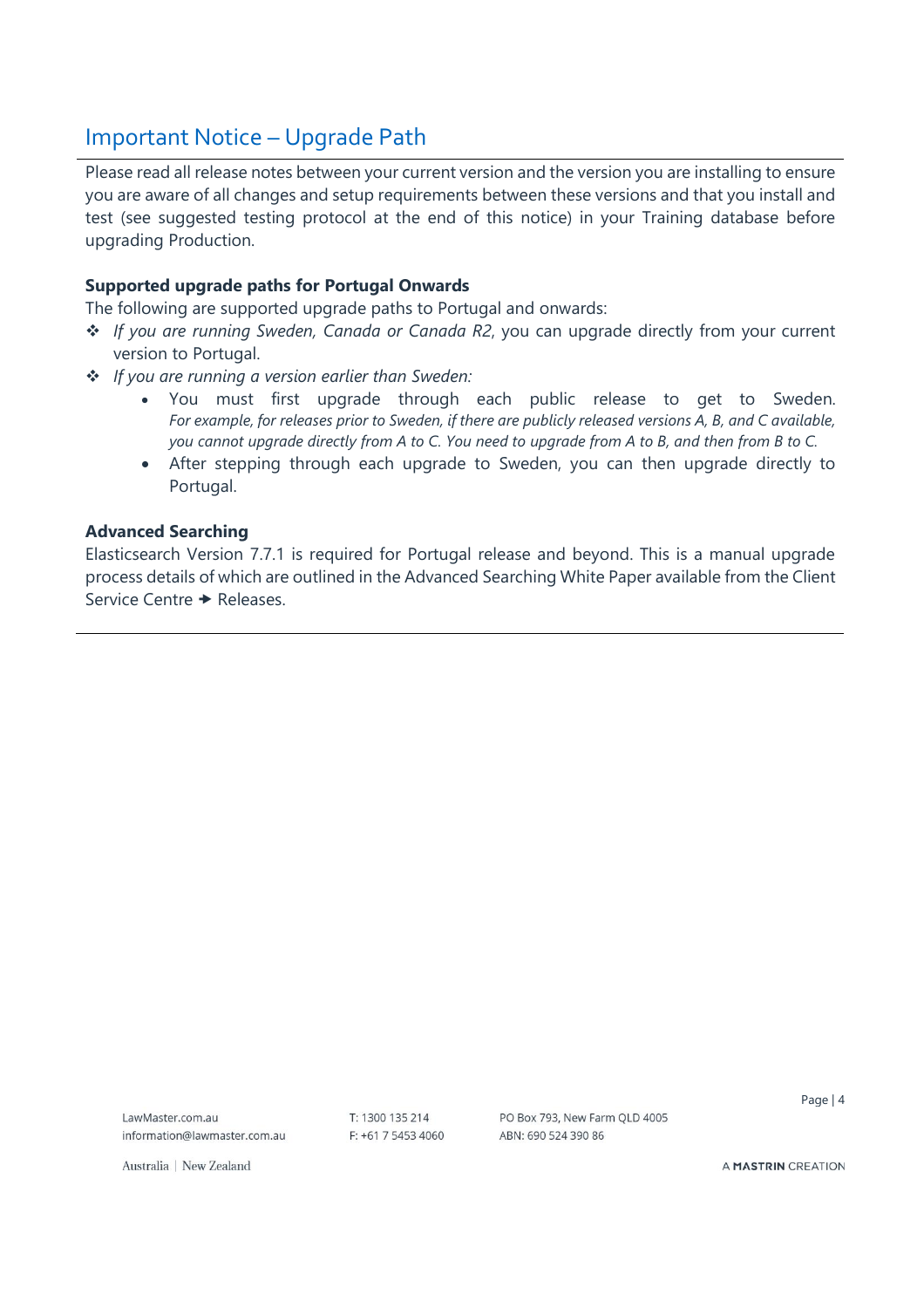## Important Notice – Upgrade Path

Please read all release notes between your current version and the version you are installing to ensure you are aware of all changes and setup requirements between these versions and that you install and test (see suggested testing protocol at the end of this notice) in your Training database before upgrading Production.

**Supported upgrade paths for Portugal Onwards**

The following are supported upgrade paths to Portugal and onwards:

- *If you are running Sweden, Canada or Canada R2*, you can upgrade directly from your current version to Portugal.
- *If you are running a version earlier than Sweden:*
    - You must first upgrade through each public release to get to Sweden. *For example, for releases prior to Sweden, if there are publicly released versions A, B, and C available, you cannot upgrade directly from A to C. You need to upgrade from A to B, and then from B to C.*
    - After stepping through each upgrade to Sweden, you can then upgrade directly to Portugal.

**Advanced Searching**

Elasticsearch Version 7.7.1 is required for Portugal release and beyond. This is a manual upgrade process details of which are outlined in the Advanced Searching White Paper available from the Client Service Centre → Releases.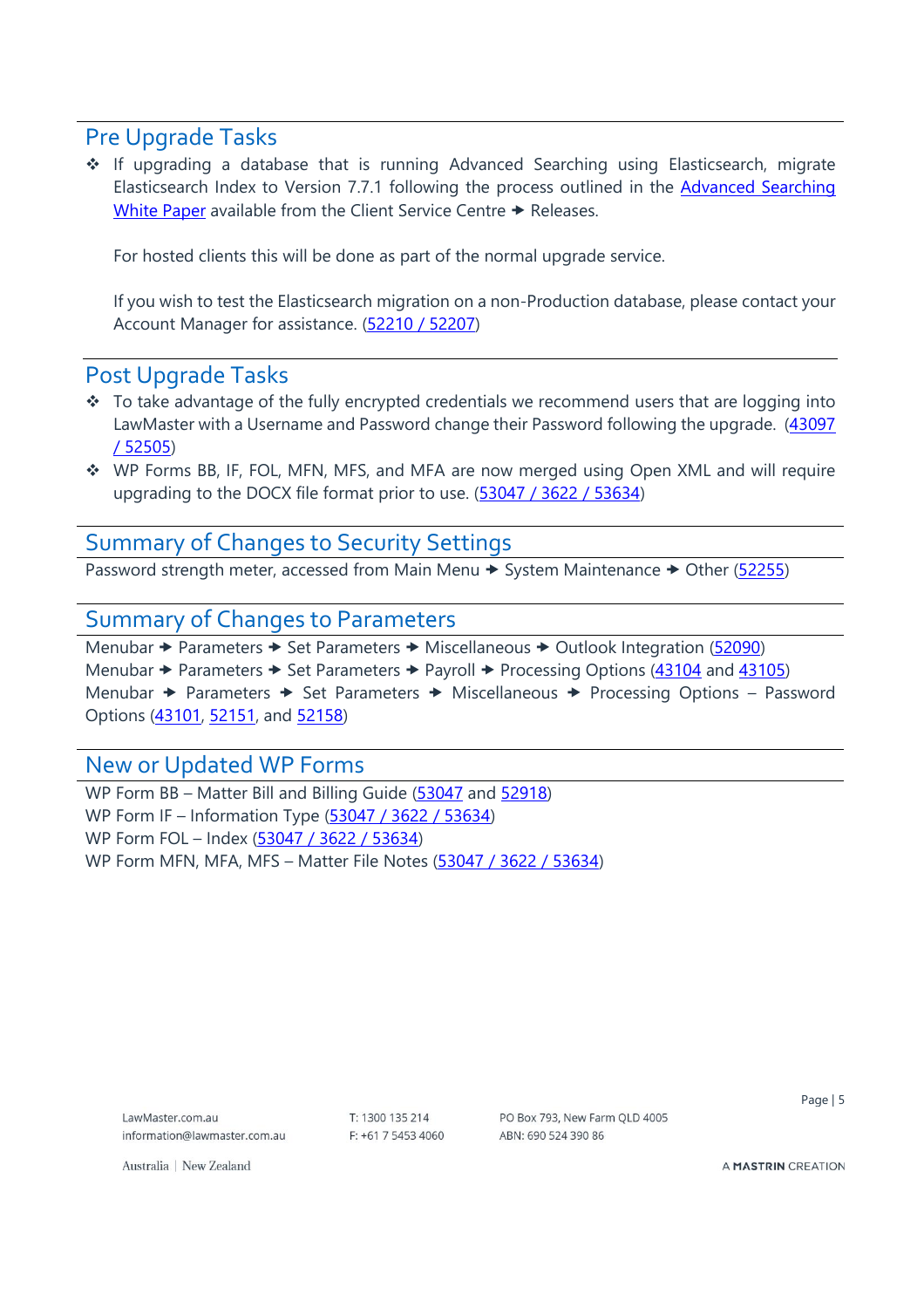## Pre Upgrade Tasks

- If upgrading a database that is running Advanced Searching using Elasticsearch, migrate Elasticsearch Index to Version 7.7.1 following the process outlined in the Advanced Searching White Paper available from the Client Service Centre ➔ Releases.

  For hosted clients this will be done as part of the normal upgrade service.

  If you wish to test the Elasticsearch migration on a non-Production database, please contact your Account Manager for assistance. (52210 / 52207)

## Post Upgrade Tasks

- To take advantage of the fully encrypted credentials we recommend users that are logging into LawMaster with a Username and Password change their Password following the upgrade. (43097 / 52505)
- WP Forms BB, IF, FOL, MFN, MFS, and MFA are now merged using Open XML and will require upgrading to the DOCX file format prior to use. (53047 / 3622 / 53634)

## Summary of Changes to Security Settings

Password strength meter, accessed from Main Menu ➔ System Maintenance ➔ Other (52255)

## Summary of Changes to Parameters

Menubar ➔ Parameters ➔ Set Parameters ➔ Miscellaneous ➔ Outlook Integration (52090)
Menubar ➔ Parameters ➔ Set Parameters ➔ Payroll ➔ Processing Options (43104 and 43105)
Menubar ➔ Parameters ➔ Set Parameters ➔ Miscellaneous ➔ Processing Options – Password Options (43101, 52151, and 52158)

## New or Updated WP Forms

WP Form BB – Matter Bill and Billing Guide (53047 and 52918)
WP Form IF – Information Type (53047 / 3622 / 53634)
WP Form FOL – Index (53047 / 3622 / 53634)
WP Form MFN, MFA, MFS – Matter File Notes (53047 / 3622 / 53634)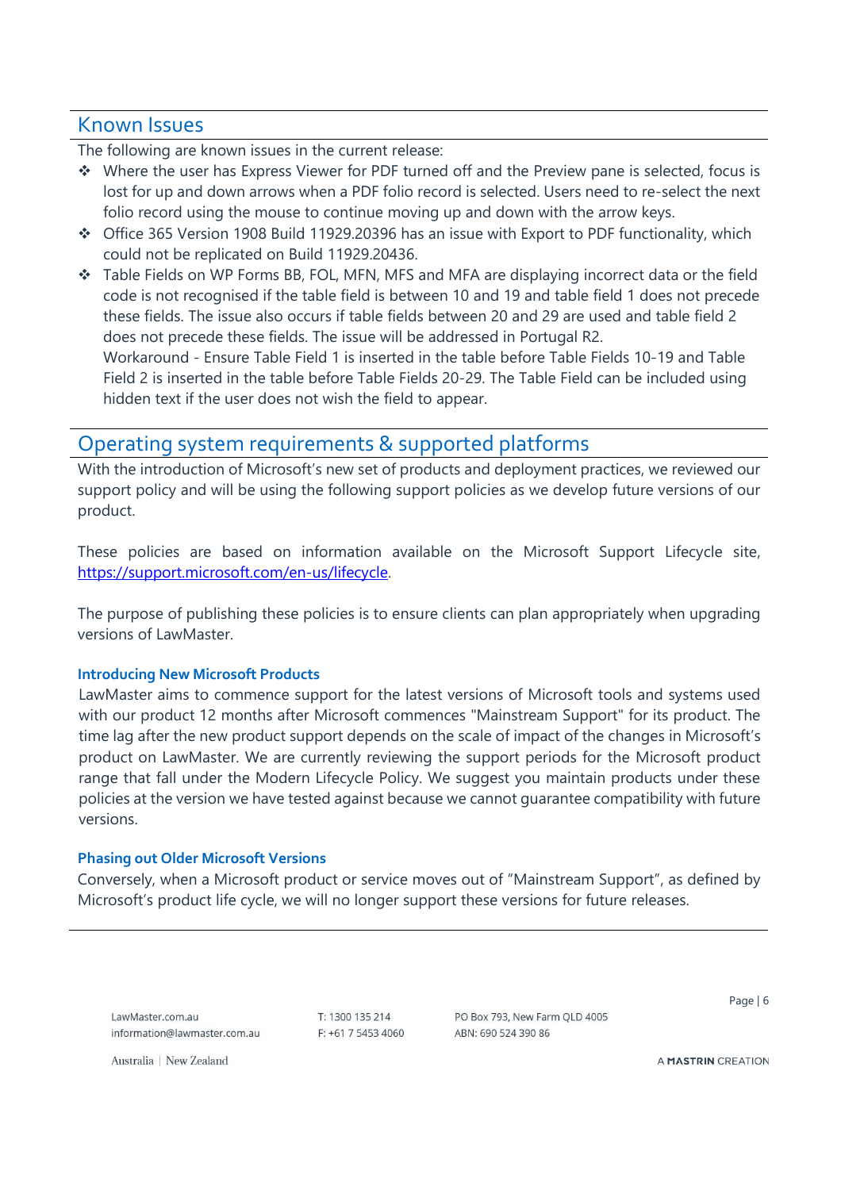## Known Issues

The following are known issues in the current release:

- Where the user has Express Viewer for PDF turned off and the Preview pane is selected, focus is lost for up and down arrows when a PDF folio record is selected. Users need to re-select the next folio record using the mouse to continue moving up and down with the arrow keys.
- Office 365 Version 1908 Build 11929.20396 has an issue with Export to PDF functionality, which could not be replicated on Build 11929.20436.
- Table Fields on WP Forms BB, FOL, MFN, MFS and MFA are displaying incorrect data or the field code is not recognised if the table field is between 10 and 19 and table field 1 does not precede these fields. The issue also occurs if table fields between 20 and 29 are used and table field 2 does not precede these fields. The issue will be addressed in Portugal R2.
  Workaround - Ensure Table Field 1 is inserted in the table before Table Fields 10-19 and Table Field 2 is inserted in the table before Table Fields 20-29. The Table Field can be included using hidden text if the user does not wish the field to appear.

## Operating system requirements & supported platforms

With the introduction of Microsoft's new set of products and deployment practices, we reviewed our support policy and will be using the following support policies as we develop future versions of our product.

These policies are based on information available on the Microsoft Support Lifecycle site, https://support.microsoft.com/en-us/lifecycle.

The purpose of publishing these policies is to ensure clients can plan appropriately when upgrading versions of LawMaster.

### Introducing New Microsoft Products

LawMaster aims to commence support for the latest versions of Microsoft tools and systems used with our product 12 months after Microsoft commences "Mainstream Support" for its product. The time lag after the new product support depends on the scale of impact of the changes in Microsoft's product on LawMaster. We are currently reviewing the support periods for the Microsoft product range that fall under the Modern Lifecycle Policy. We suggest you maintain products under these policies at the version we have tested against because we cannot guarantee compatibility with future versions.

### Phasing out Older Microsoft Versions

Conversely, when a Microsoft product or service moves out of "Mainstream Support", as defined by Microsoft's product life cycle, we will no longer support these versions for future releases.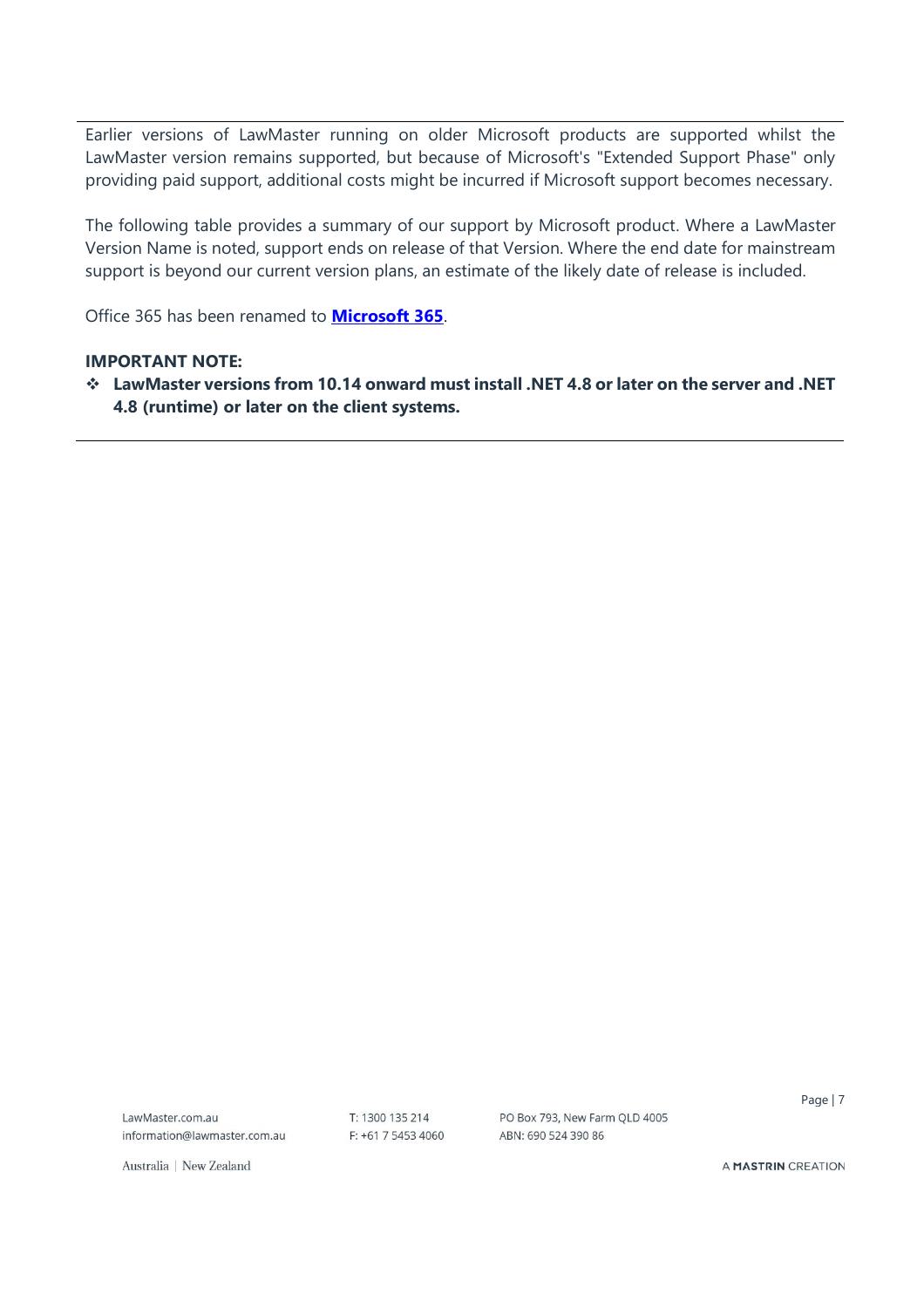Earlier versions of LawMaster running on older Microsoft products are supported whilst the LawMaster version remains supported, but because of Microsoft's "Extended Support Phase" only providing paid support, additional costs might be incurred if Microsoft support becomes necessary.

The following table provides a summary of our support by Microsoft product. Where a LawMaster Version Name is noted, support ends on release of that Version. Where the end date for mainstream support is beyond our current version plans, an estimate of the likely date of release is included.

Office 365 has been renamed to **Microsoft 365**.

**IMPORTANT NOTE:**

- **LawMaster versions from 10.14 onward must install .NET 4.8 or later on the server and .NET 4.8 (runtime) or later on the client systems.**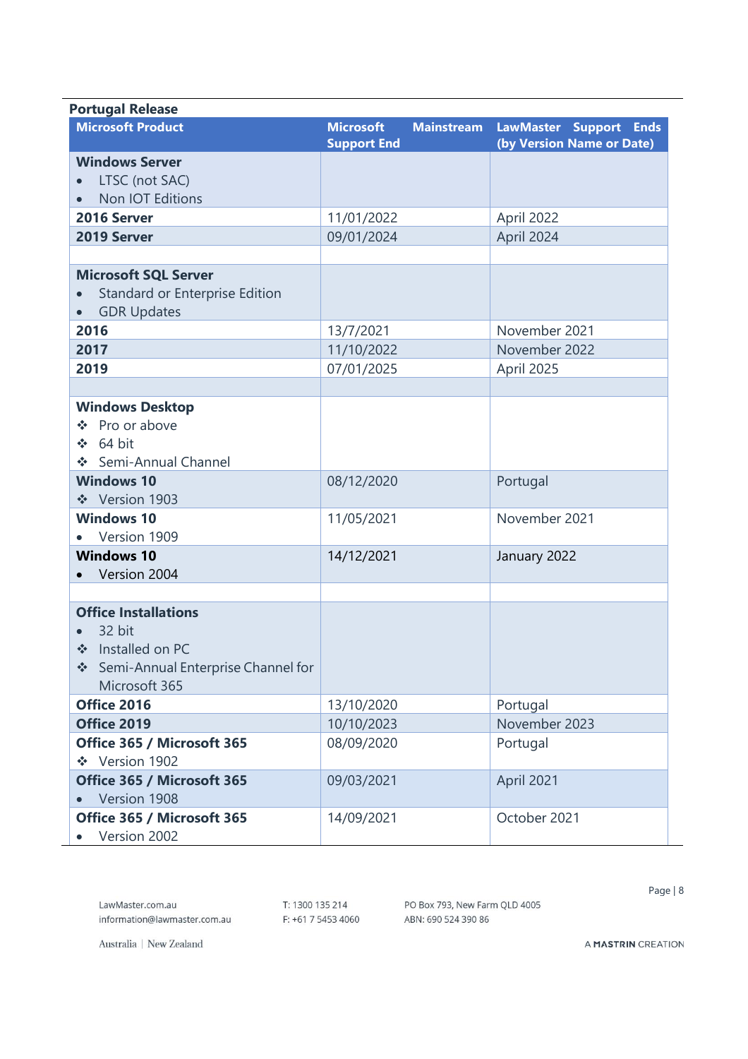**Portugal Release**

| Microsoft Product | Microsoft Mainstream Support End | LawMaster Support Ends (by Version Name or Date) |
|---|---|---|
| **Windows Server**<br>• LTSC (not SAC)<br>• Non IOT Editions | | |
| **2016 Server** | 11/01/2022 | April 2022 |
| **2019 Server** | 09/01/2024 | April 2024 |
| | | |
| **Microsoft SQL Server**<br>• Standard or Enterprise Edition<br>• GDR Updates | | |
| **2016** | 13/7/2021 | November 2021 |
| **2017** | 11/10/2022 | November 2022 |
| **2019** | 07/01/2025 | April 2025 |
| | | |
| **Windows Desktop**<br>❖ Pro or above<br>❖ 64 bit<br>❖ Semi-Annual Channel | | |
| **Windows 10**<br>❖ Version 1903 | 08/12/2020 | Portugal |
| **Windows 10**<br>• Version 1909 | 11/05/2021 | November 2021 |
| **Windows 10**<br>• Version 2004 | 14/12/2021 | January 2022 |
| | | |
| **Office Installations**<br>• 32 bit<br>❖ Installed on PC<br>❖ Semi-Annual Enterprise Channel for Microsoft 365 | | |
| **Office 2016** | 13/10/2020 | Portugal |
| **Office 2019** | 10/10/2023 | November 2023 |
| **Office 365 / Microsoft 365**<br>❖ Version 1902 | 08/09/2020 | Portugal |
| **Office 365 / Microsoft 365**<br>• Version 1908 | 09/03/2021 | April 2021 |
| **Office 365 / Microsoft 365**<br>• Version 2002 | 14/09/2021 | October 2021 |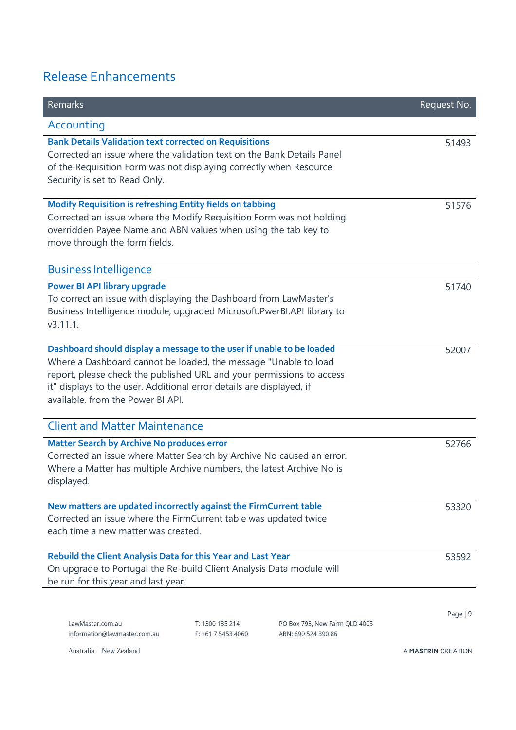## Release Enhancements

| Remarks | Request No. |
|---|---|
| **Accounting** | |
| **Bank Details Validation text corrected on Requisitions**<br>Corrected an issue where the validation text on the Bank Details Panel of the Requisition Form was not displaying correctly when Resource Security is set to Read Only. | 51493 |
| **Modify Requisition is refreshing Entity fields on tabbing**<br>Corrected an issue where the Modify Requisition Form was not holding overridden Payee Name and ABN values when using the tab key to move through the form fields. | 51576 |
| **Business Intelligence** | |
| **Power BI API library upgrade**<br>To correct an issue with displaying the Dashboard from LawMaster's Business Intelligence module, upgraded Microsoft.PwerBI.API library to v3.11.1. | 51740 |
| **Dashboard should display a message to the user if unable to be loaded**<br>Where a Dashboard cannot be loaded, the message "Unable to load report, please check the published URL and your permissions to access it" displays to the user. Additional error details are displayed, if available, from the Power BI API. | 52007 |
| **Client and Matter Maintenance** | |
| **Matter Search by Archive No produces error**<br>Corrected an issue where Matter Search by Archive No caused an error. Where a Matter has multiple Archive numbers, the latest Archive No is displayed. | 52766 |
| **New matters are updated incorrectly against the FirmCurrent table**<br>Corrected an issue where the FirmCurrent table was updated twice each time a new matter was created. | 53320 |
| **Rebuild the Client Analysis Data for this Year and Last Year**<br>On upgrade to Portugal the Re-build Client Analysis Data module will be run for this year and last year. | 53592 |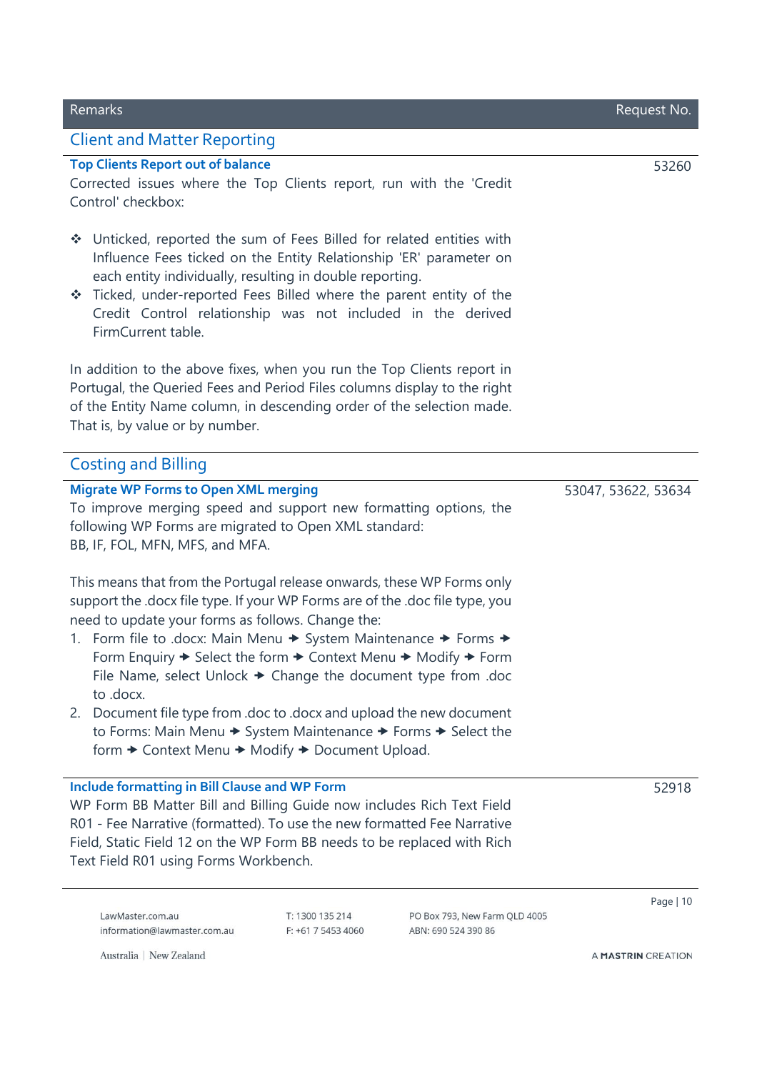| Remarks | Request No. |
| --- | --- |

## Client and Matter Reporting

| | |
| --- | --- |
| **Top Clients Report out of balance**<br>Corrected issues where the Top Clients report, run with the 'Credit Control' checkbox:<br><br>❖ Unticked, reported the sum of Fees Billed for related entities with Influence Fees ticked on the Entity Relationship 'ER' parameter on each entity individually, resulting in double reporting.<br>❖ Ticked, under-reported Fees Billed where the parent entity of the Credit Control relationship was not included in the derived FirmCurrent table.<br><br>In addition to the above fixes, when you run the Top Clients report in Portugal, the Queried Fees and Period Files columns display to the right of the Entity Name column, in descending order of the selection made. That is, by value or by number. | 53260 |

## Costing and Billing

| | |
| --- | --- |
| **Migrate WP Forms to Open XML merging**<br>To improve merging speed and support new formatting options, the following WP Forms are migrated to Open XML standard:<br>BB, IF, FOL, MFN, MFS, and MFA.<br><br>This means that from the Portugal release onwards, these WP Forms only support the .docx file type. If your WP Forms are of the .doc file type, you need to update your forms as follows. Change the:<br>1. Form file to .docx: Main Menu → System Maintenance → Forms → Form Enquiry → Select the form → Context Menu → Modify → Form File Name, select Unlock → Change the document type from .doc to .docx.<br>2. Document file type from .doc to .docx and upload the new document to Forms: Main Menu → System Maintenance → Forms → Select the form → Context Menu → Modify → Document Upload. | 53047, 53622, 53634 |
| **Include formatting in Bill Clause and WP Form**<br>WP Form BB Matter Bill and Billing Guide now includes Rich Text Field R01 - Fee Narrative (formatted). To use the new formatted Fee Narrative Field, Static Field 12 on the WP Form BB needs to be replaced with Rich Text Field R01 using Forms Workbench. | 52918 |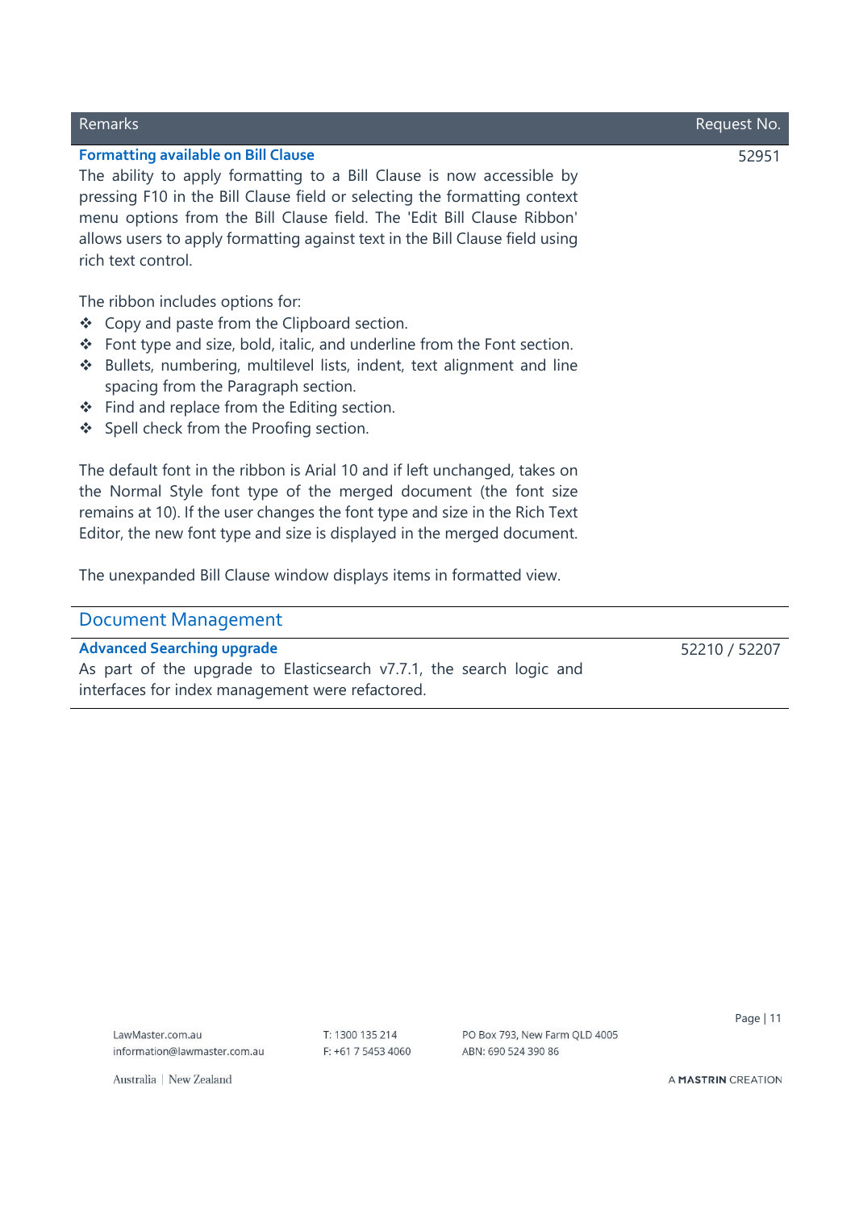| Remarks | Request No. |
|---|---|
| **Formatting available on Bill Clause**<br>The ability to apply formatting to a Bill Clause is now accessible by pressing F10 in the Bill Clause field or selecting the formatting context menu options from the Bill Clause field. The 'Edit Bill Clause Ribbon' allows users to apply formatting against text in the Bill Clause field using rich text control.<br><br>The ribbon includes options for:<br>❖ Copy and paste from the Clipboard section.<br>❖ Font type and size, bold, italic, and underline from the Font section.<br>❖ Bullets, numbering, multilevel lists, indent, text alignment and line spacing from the Paragraph section.<br>❖ Find and replace from the Editing section.<br>❖ Spell check from the Proofing section.<br><br>The default font in the ribbon is Arial 10 and if left unchanged, takes on the Normal Style font type of the merged document (the font size remains at 10). If the user changes the font type and size in the Rich Text Editor, the new font type and size is displayed in the merged document.<br><br>The unexpanded Bill Clause window displays items in formatted view. | 52951 |

## Document Management

| | |
|---|---|
| **Advanced Searching upgrade**<br>As part of the upgrade to Elasticsearch v7.7.1, the search logic and interfaces for index management were refactored. | 52210 / 52207 |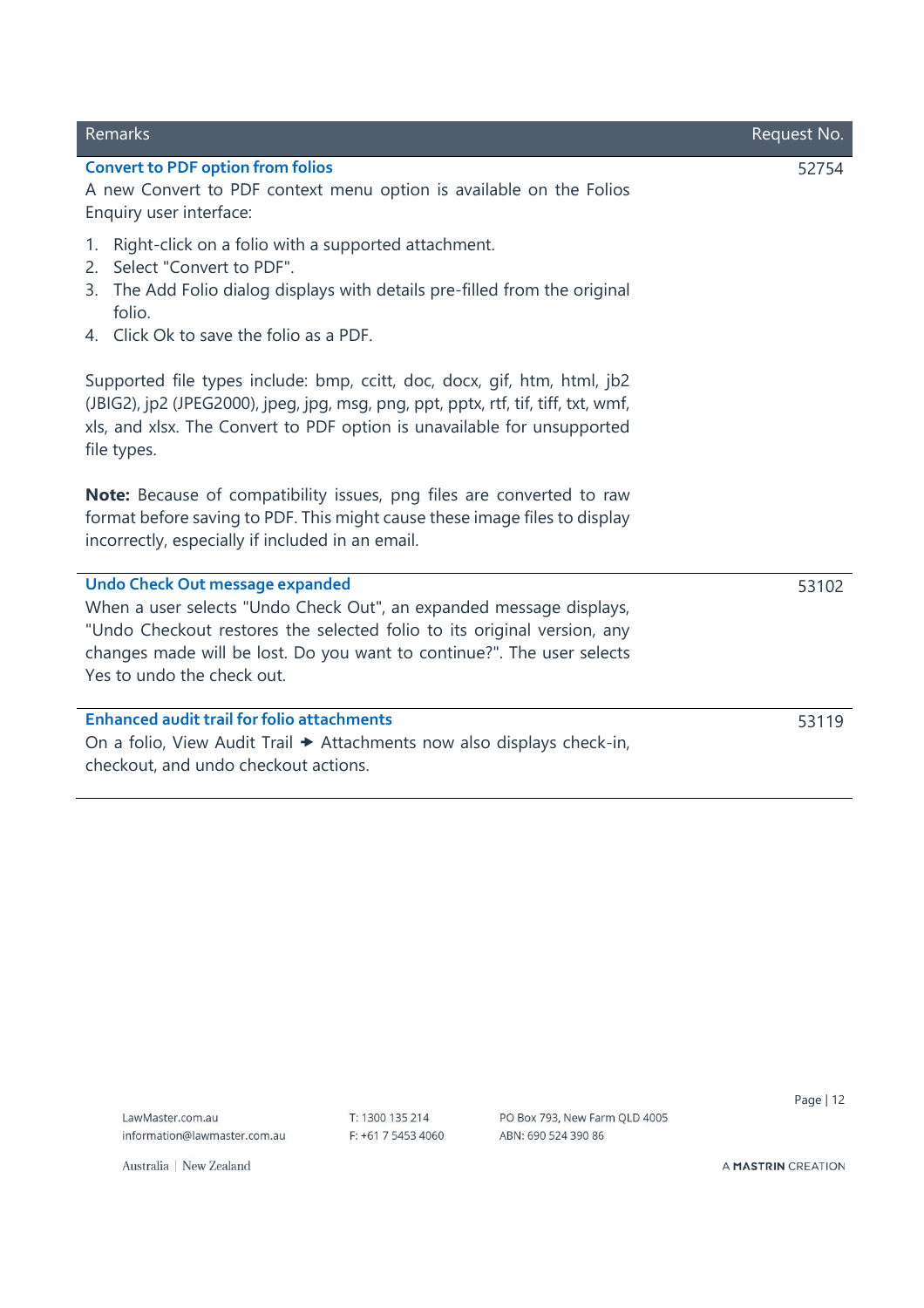| Remarks | Request No. |
|---|---|
| **Convert to PDF option from folios**<br>A new Convert to PDF context menu option is available on the Folios Enquiry user interface:<br>1. Right-click on a folio with a supported attachment.<br>2. Select "Convert to PDF".<br>3. The Add Folio dialog displays with details pre-filled from the original folio.<br>4. Click Ok to save the folio as a PDF.<br><br>Supported file types include: bmp, ccitt, doc, docx, gif, htm, html, jb2 (JBIG2), jp2 (JPEG2000), jpeg, jpg, msg, png, ppt, pptx, rtf, tif, tiff, txt, wmf, xls, and xlsx. The Convert to PDF option is unavailable for unsupported file types.<br><br>**Note:** Because of compatibility issues, png files are converted to raw format before saving to PDF. This might cause these image files to display incorrectly, especially if included in an email. | 52754 |
| **Undo Check Out message expanded**<br>When a user selects "Undo Check Out", an expanded message displays, "Undo Checkout restores the selected folio to its original version, any changes made will be lost. Do you want to continue?". The user selects Yes to undo the check out. | 53102 |
| **Enhanced audit trail for folio attachments**<br>On a folio, View Audit Trail ➔ Attachments now also displays check-in, checkout, and undo checkout actions. | 53119 |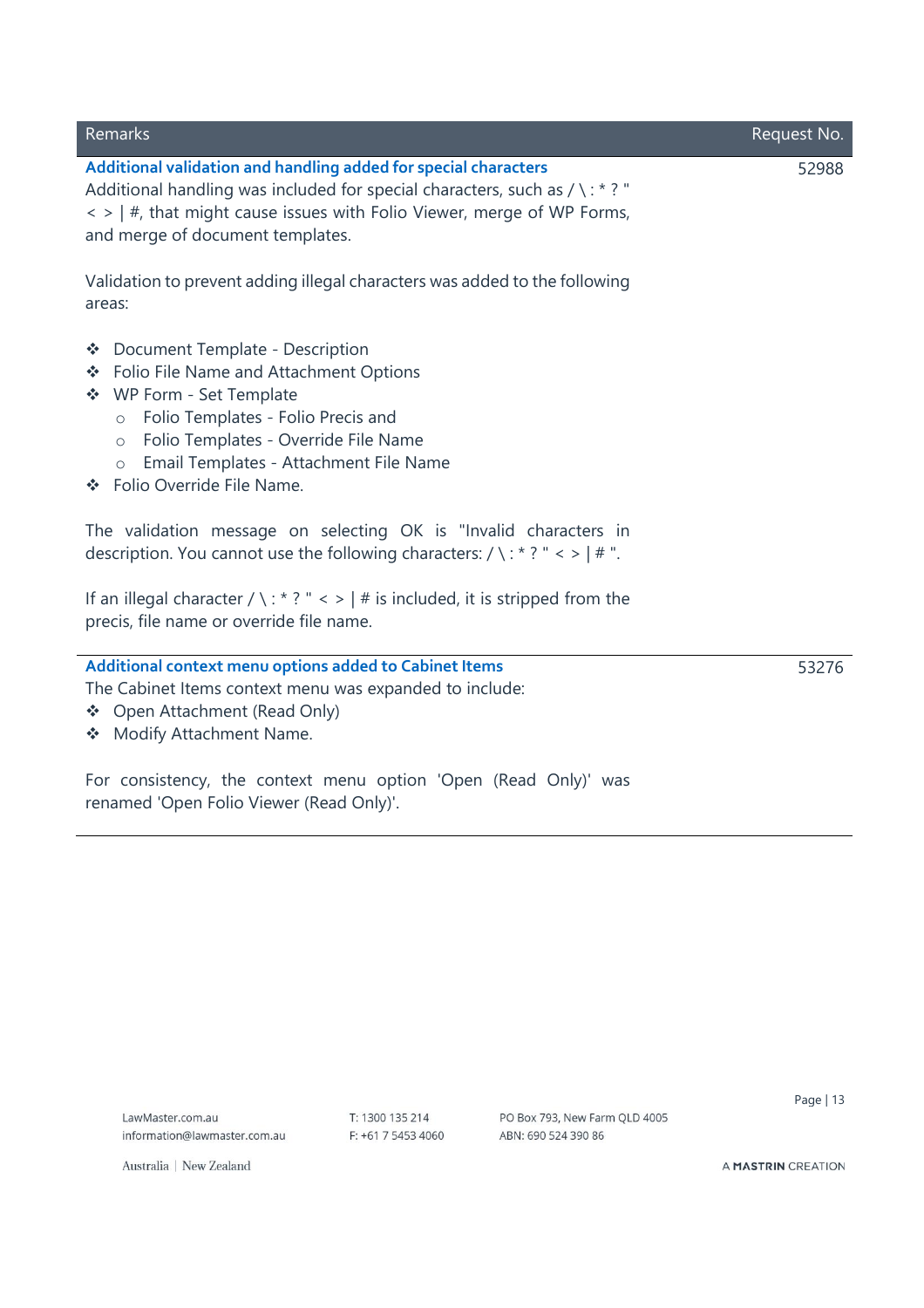| Remarks | Request No. |
| --- | --- |
| **Additional validation and handling added for special characters**<br>Additional handling was included for special characters, such as / \ : * ? " < > \| #, that might cause issues with Folio Viewer, merge of WP Forms, and merge of document templates.<br><br>Validation to prevent adding illegal characters was added to the following areas:<br><br>❖ Document Template - Description<br>❖ Folio File Name and Attachment Options<br>❖ WP Form - Set Template<br>  ○ Folio Templates - Folio Precis and<br>  ○ Folio Templates - Override File Name<br>  ○ Email Templates - Attachment File Name<br>❖ Folio Override File Name.<br><br>The validation message on selecting OK is "Invalid characters in description. You cannot use the following characters: / \ : * ? " < > \| # ".<br><br>If an illegal character / \ : * ? " < > \| # is included, it is stripped from the precis, file name or override file name. | 52988 |
| **Additional context menu options added to Cabinet Items**<br>The Cabinet Items context menu was expanded to include:<br>❖ Open Attachment (Read Only)<br>❖ Modify Attachment Name.<br><br>For consistency, the context menu option 'Open (Read Only)' was renamed 'Open Folio Viewer (Read Only)'. | 53276 |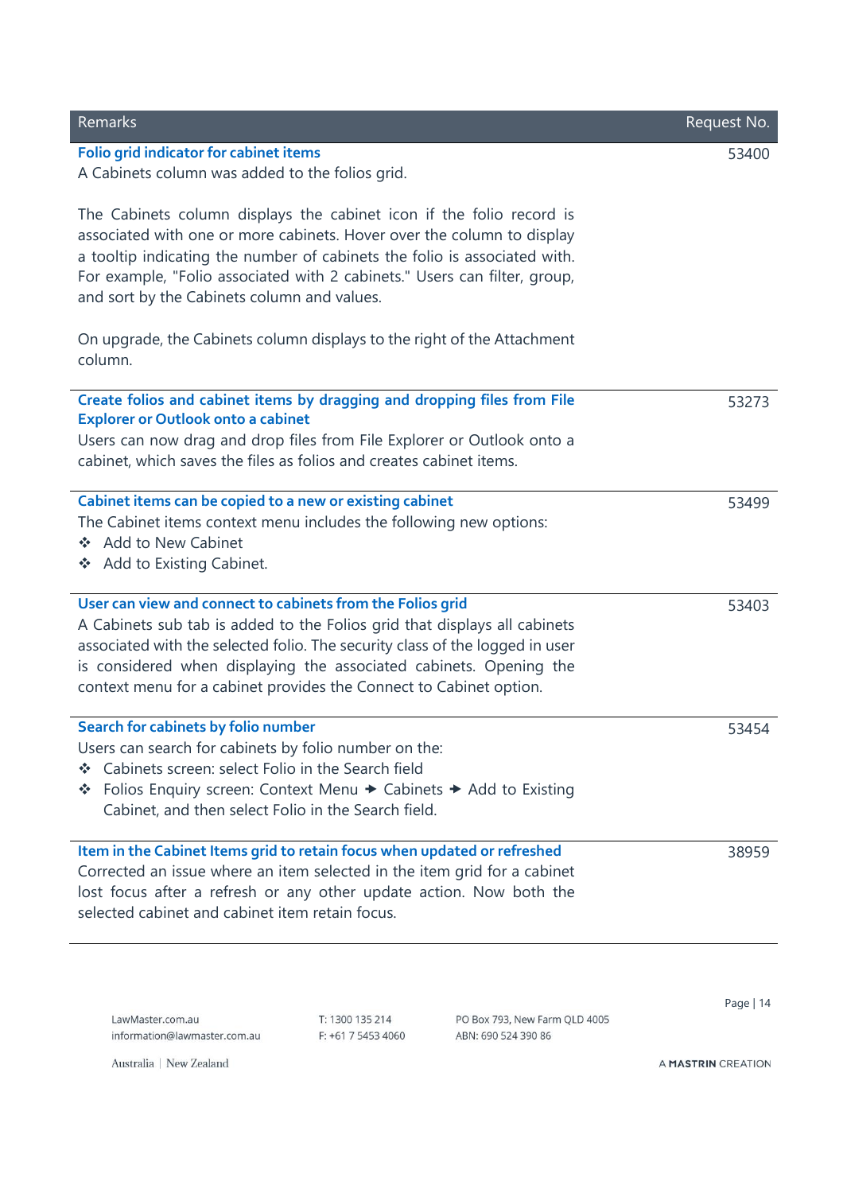| Remarks | Request No. |
|---|---|
| **Folio grid indicator for cabinet items**<br>A Cabinets column was added to the folios grid.<br><br>The Cabinets column displays the cabinet icon if the folio record is associated with one or more cabinets. Hover over the column to display a tooltip indicating the number of cabinets the folio is associated with. For example, "Folio associated with 2 cabinets." Users can filter, group, and sort by the Cabinets column and values.<br><br>On upgrade, the Cabinets column displays to the right of the Attachment column. | 53400 |
| **Create folios and cabinet items by dragging and dropping files from File Explorer or Outlook onto a cabinet**<br>Users can now drag and drop files from File Explorer or Outlook onto a cabinet, which saves the files as folios and creates cabinet items. | 53273 |
| **Cabinet items can be copied to a new or existing cabinet**<br>The Cabinet items context menu includes the following new options:<br>❖ Add to New Cabinet<br>❖ Add to Existing Cabinet. | 53499 |
| **User can view and connect to cabinets from the Folios grid**<br>A Cabinets sub tab is added to the Folios grid that displays all cabinets associated with the selected folio. The security class of the logged in user is considered when displaying the associated cabinets. Opening the context menu for a cabinet provides the Connect to Cabinet option. | 53403 |
| **Search for cabinets by folio number**<br>Users can search for cabinets by folio number on the:<br>❖ Cabinets screen: select Folio in the Search field<br>❖ Folios Enquiry screen: Context Menu → Cabinets → Add to Existing Cabinet, and then select Folio in the Search field. | 53454 |
| **Item in the Cabinet Items grid to retain focus when updated or refreshed**<br>Corrected an issue where an item selected in the item grid for a cabinet lost focus after a refresh or any other update action. Now both the selected cabinet and cabinet item retain focus. | 38959 |

LawMaster.com.au
information@lawmaster.com.au

T: 1300 135 214
F: +61 7 5453 4060

PO Box 793, New Farm QLD 4005
ABN: 690 524 390 86

Australia | New Zealand

A MASTRIN CREATION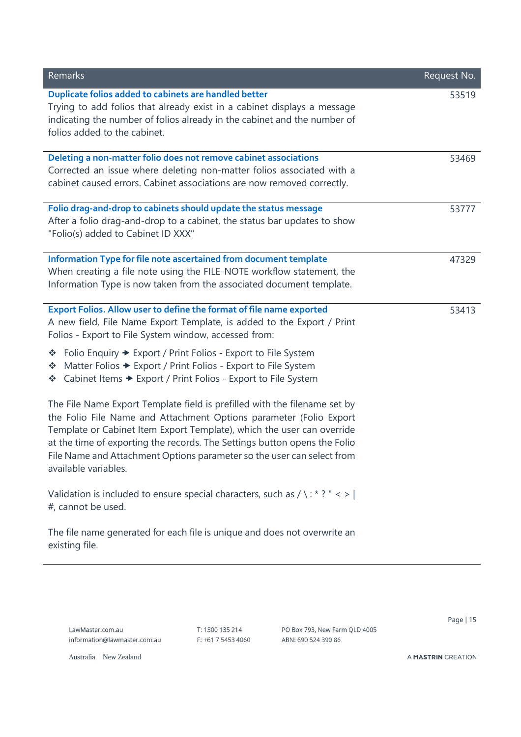| Remarks | Request No. |
|---|---|
| **Duplicate folios added to cabinets are handled better**<br>Trying to add folios that already exist in a cabinet displays a message indicating the number of folios already in the cabinet and the number of folios added to the cabinet. | 53519 |
| **Deleting a non-matter folio does not remove cabinet associations**<br>Corrected an issue where deleting non-matter folios associated with a cabinet caused errors. Cabinet associations are now removed correctly. | 53469 |
| **Folio drag-and-drop to cabinets should update the status message**<br>After a folio drag-and-drop to a cabinet, the status bar updates to show "Folio(s) added to Cabinet ID XXX" | 53777 |
| **Information Type for file note ascertained from document template**<br>When creating a file note using the FILE-NOTE workflow statement, the Information Type is now taken from the associated document template. | 47329 |
| **Export Folios. Allow user to define the format of file name exported**<br>A new field, File Name Export Template, is added to the Export / Print Folios - Export to File System window, accessed from:<br>❖ Folio Enquiry → Export / Print Folios - Export to File System<br>❖ Matter Folios → Export / Print Folios - Export to File System<br>❖ Cabinet Items → Export / Print Folios - Export to File System<br><br>The File Name Export Template field is prefilled with the filename set by the Folio File Name and Attachment Options parameter (Folio Export Template or Cabinet Item Export Template), which the user can override at the time of exporting the records. The Settings button opens the Folio File Name and Attachment Options parameter so the user can select from available variables.<br><br>Validation is included to ensure special characters, such as / \ : * ? " < > &#124; #, cannot be used.<br><br>The file name generated for each file is unique and does not overwrite an existing file. | 53413 |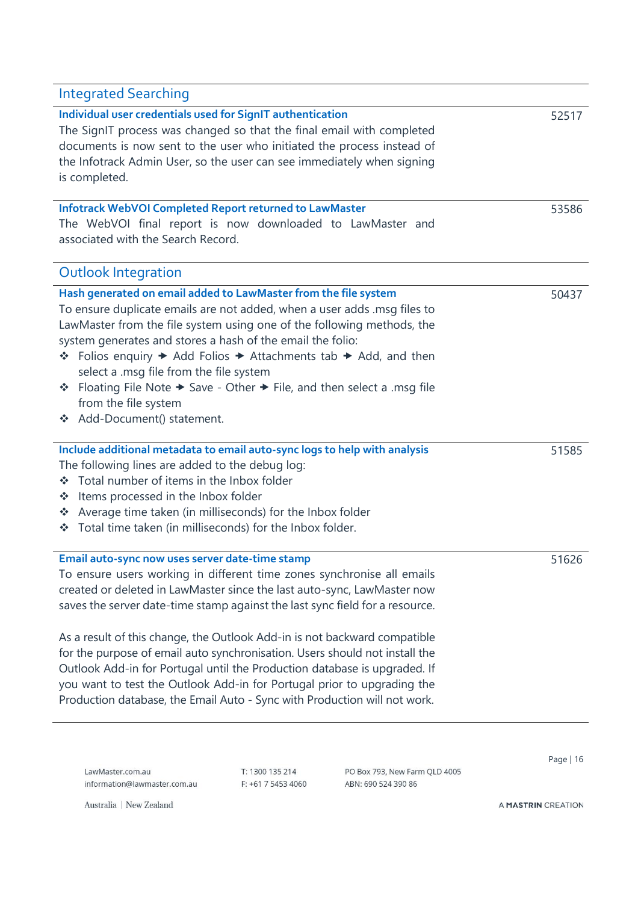## Integrated Searching

### Individual user credentials used for SignIT authentication

52517

The SignIT process was changed so that the final email with completed documents is now sent to the user who initiated the process instead of the Infotrack Admin User, so the user can see immediately when signing is completed.

### Infotrack WebVOI Completed Report returned to LawMaster

53586

The WebVOI final report is now downloaded to LawMaster and associated with the Search Record.

## Outlook Integration

### Hash generated on email added to LawMaster from the file system

50437

To ensure duplicate emails are not added, when a user adds .msg files to LawMaster from the file system using one of the following methods, the system generates and stores a hash of the email the folio:

- Folios enquiry → Add Folios → Attachments tab → Add, and then select a .msg file from the file system
- Floating File Note → Save - Other → File, and then select a .msg file from the file system
- Add-Document() statement.

### Include additional metadata to email auto-sync logs to help with analysis

51585

The following lines are added to the debug log:

- Total number of items in the Inbox folder
- Items processed in the Inbox folder
- Average time taken (in milliseconds) for the Inbox folder
- Total time taken (in milliseconds) for the Inbox folder.

### Email auto-sync now uses server date-time stamp

51626

To ensure users working in different time zones synchronise all emails created or deleted in LawMaster since the last auto-sync, LawMaster now saves the server date-time stamp against the last sync field for a resource.

As a result of this change, the Outlook Add-in is not backward compatible for the purpose of email auto synchronisation. Users should not install the Outlook Add-in for Portugal until the Production database is upgraded. If you want to test the Outlook Add-in for Portugal prior to upgrading the Production database, the Email Auto - Sync with Production will not work.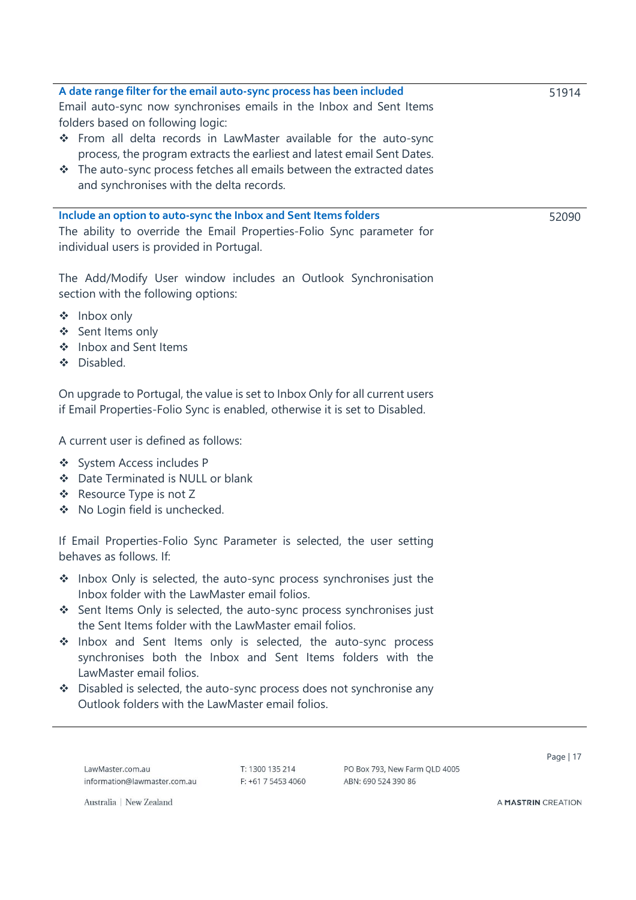| | |
|---|---|
| **A date range filter for the email auto-sync process has been included**<br>Email auto-sync now synchronises emails in the Inbox and Sent Items folders based on following logic:<br>❖ From all delta records in LawMaster available for the auto-sync process, the program extracts the earliest and latest email Sent Dates.<br>❖ The auto-sync process fetches all emails between the extracted dates and synchronises with the delta records. | 51914 |
| **Include an option to auto-sync the Inbox and Sent Items folders**<br>The ability to override the Email Properties-Folio Sync parameter for individual users is provided in Portugal.<br><br>The Add/Modify User window includes an Outlook Synchronisation section with the following options:<br>❖ Inbox only<br>❖ Sent Items only<br>❖ Inbox and Sent Items<br>❖ Disabled.<br><br>On upgrade to Portugal, the value is set to Inbox Only for all current users if Email Properties-Folio Sync is enabled, otherwise it is set to Disabled.<br><br>A current user is defined as follows:<br>❖ System Access includes P<br>❖ Date Terminated is NULL or blank<br>❖ Resource Type is not Z<br>❖ No Login field is unchecked.<br><br>If Email Properties-Folio Sync Parameter is selected, the user setting behaves as follows. If:<br>❖ Inbox Only is selected, the auto-sync process synchronises just the Inbox folder with the LawMaster email folios.<br>❖ Sent Items Only is selected, the auto-sync process synchronises just the Sent Items folder with the LawMaster email folios.<br>❖ Inbox and Sent Items only is selected, the auto-sync process synchronises both the Inbox and Sent Items folders with the LawMaster email folios.<br>❖ Disabled is selected, the auto-sync process does not synchronise any Outlook folders with the LawMaster email folios. | 52090 |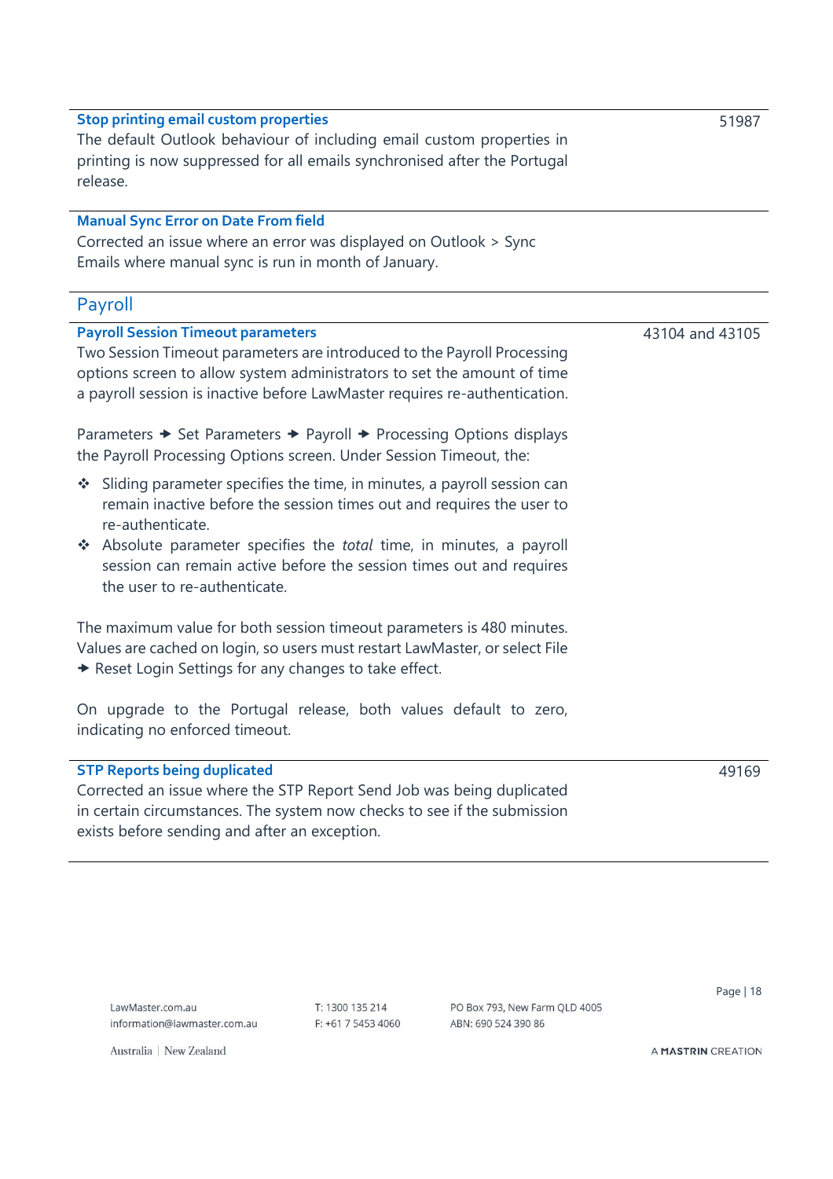**Stop printing email custom properties** — 51987

The default Outlook behaviour of including email custom properties in printing is now suppressed for all emails synchronised after the Portugal release.

**Manual Sync Error on Date From field**

Corrected an issue where an error was displayed on Outlook > Sync Emails where manual sync is run in month of January.

## Payroll

**Payroll Session Timeout parameters** — 43104 and 43105

Two Session Timeout parameters are introduced to the Payroll Processing options screen to allow system administrators to set the amount of time a payroll session is inactive before LawMaster requires re-authentication.

Parameters → Set Parameters → Payroll → Processing Options displays the Payroll Processing Options screen. Under Session Timeout, the:

- Sliding parameter specifies the time, in minutes, a payroll session can remain inactive before the session times out and requires the user to re-authenticate.
- Absolute parameter specifies the *total* time, in minutes, a payroll session can remain active before the session times out and requires the user to re-authenticate.

The maximum value for both session timeout parameters is 480 minutes. Values are cached on login, so users must restart LawMaster, or select File → Reset Login Settings for any changes to take effect.

On upgrade to the Portugal release, both values default to zero, indicating no enforced timeout.

**STP Reports being duplicated** — 49169

Corrected an issue where the STP Report Send Job was being duplicated in certain circumstances. The system now checks to see if the submission exists before sending and after an exception.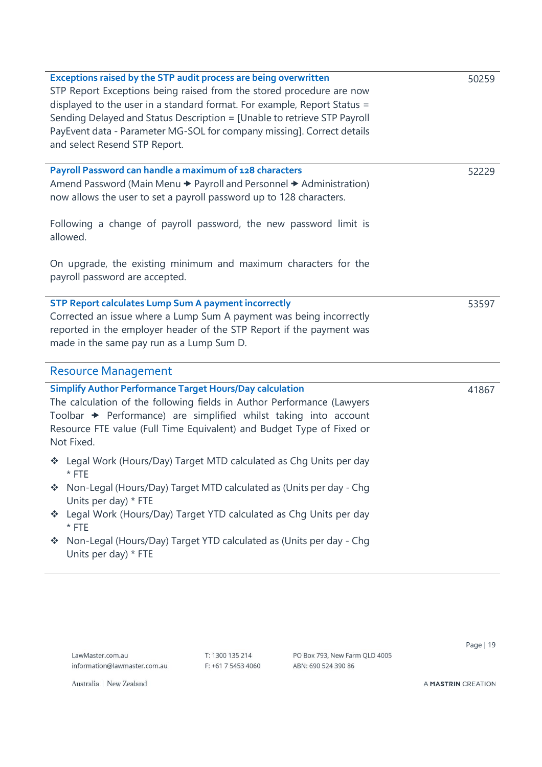| | |
|---|---|
| **Exceptions raised by the STP audit process are being overwritten**<br>STP Report Exceptions being raised from the stored procedure are now displayed to the user in a standard format. For example, Report Status = Sending Delayed and Status Description = [Unable to retrieve STP Payroll PayEvent data - Parameter MG-SOL for company missing]. Correct details and select Resend STP Report. | 50259 |
| **Payroll Password can handle a maximum of 128 characters**<br>Amend Password (Main Menu → Payroll and Personnel → Administration) now allows the user to set a payroll password up to 128 characters.<br><br>Following a change of payroll password, the new password limit is allowed.<br><br>On upgrade, the existing minimum and maximum characters for the payroll password are accepted. | 52229 |
| **STP Report calculates Lump Sum A payment incorrectly**<br>Corrected an issue where a Lump Sum A payment was being incorrectly reported in the employer header of the STP Report if the payment was made in the same pay run as a Lump Sum D. | 53597 |

## Resource Management

| | |
|---|---|
| **Simplify Author Performance Target Hours/Day calculation**<br>The calculation of the following fields in Author Performance (Lawyers Toolbar → Performance) are simplified whilst taking into account Resource FTE value (Full Time Equivalent) and Budget Type of Fixed or Not Fixed.<br><br>❖ Legal Work (Hours/Day) Target MTD calculated as Chg Units per day * FTE<br>❖ Non-Legal (Hours/Day) Target MTD calculated as (Units per day - Chg Units per day) * FTE<br>❖ Legal Work (Hours/Day) Target YTD calculated as Chg Units per day * FTE<br>❖ Non-Legal (Hours/Day) Target YTD calculated as (Units per day - Chg Units per day) * FTE | 41867 |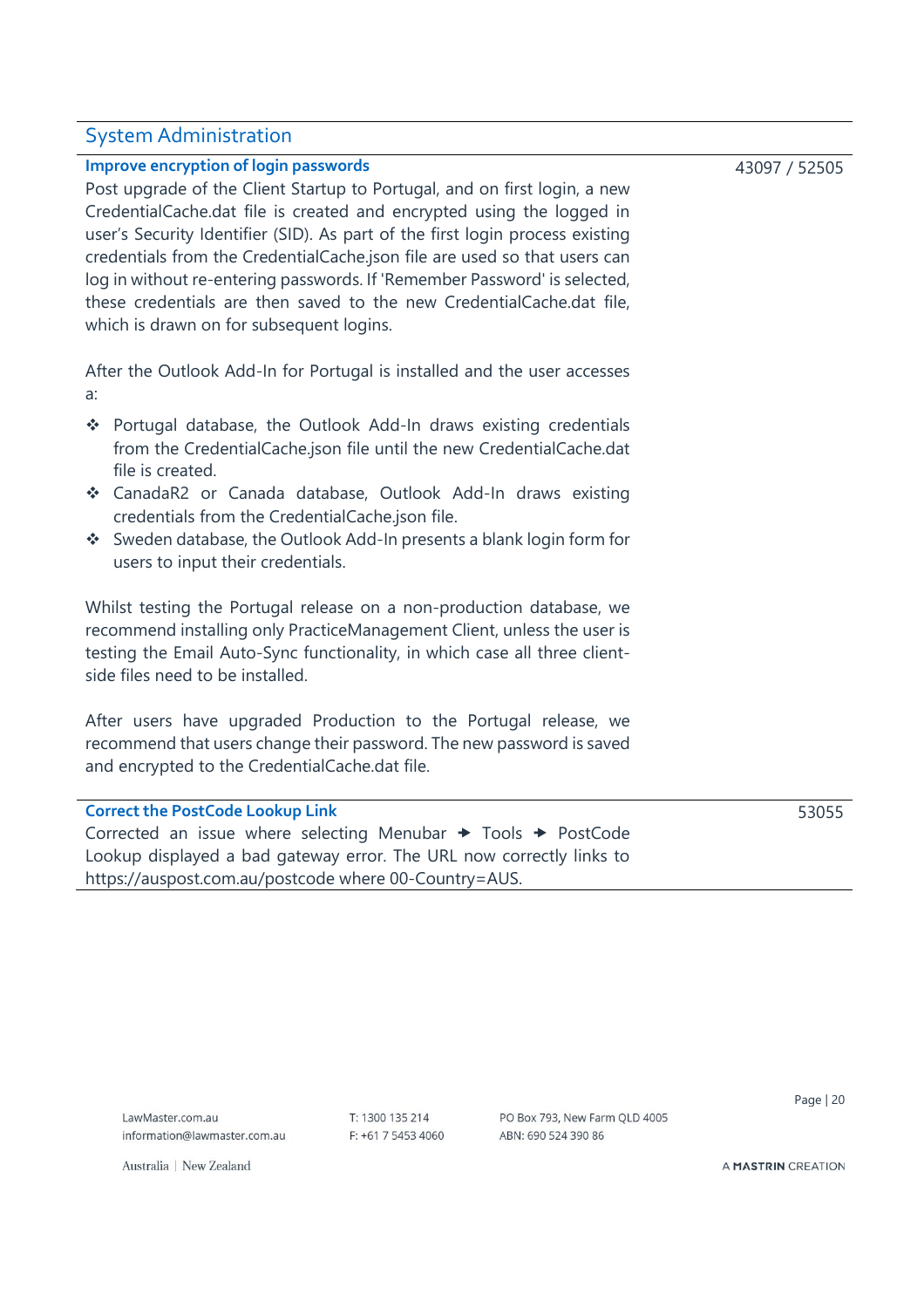## System Administration

### Improve encryption of login passwords

43097 / 52505

Post upgrade of the Client Startup to Portugal, and on first login, a new CredentialCache.dat file is created and encrypted using the logged in user's Security Identifier (SID). As part of the first login process existing credentials from the CredentialCache.json file are used so that users can log in without re-entering passwords. If 'Remember Password' is selected, these credentials are then saved to the new CredentialCache.dat file, which is drawn on for subsequent logins.

After the Outlook Add-In for Portugal is installed and the user accesses a:

- Portugal database, the Outlook Add-In draws existing credentials from the CredentialCache.json file until the new CredentialCache.dat file is created.
- CanadaR2 or Canada database, Outlook Add-In draws existing credentials from the CredentialCache.json file.
- Sweden database, the Outlook Add-In presents a blank login form for users to input their credentials.

Whilst testing the Portugal release on a non-production database, we recommend installing only PracticeManagement Client, unless the user is testing the Email Auto-Sync functionality, in which case all three client-side files need to be installed.

After users have upgraded Production to the Portugal release, we recommend that users change their password. The new password is saved and encrypted to the CredentialCache.dat file.

### Correct the PostCode Lookup Link

53055

Corrected an issue where selecting Menubar → Tools → PostCode Lookup displayed a bad gateway error. The URL now correctly links to https://auspost.com.au/postcode where 00-Country=AUS.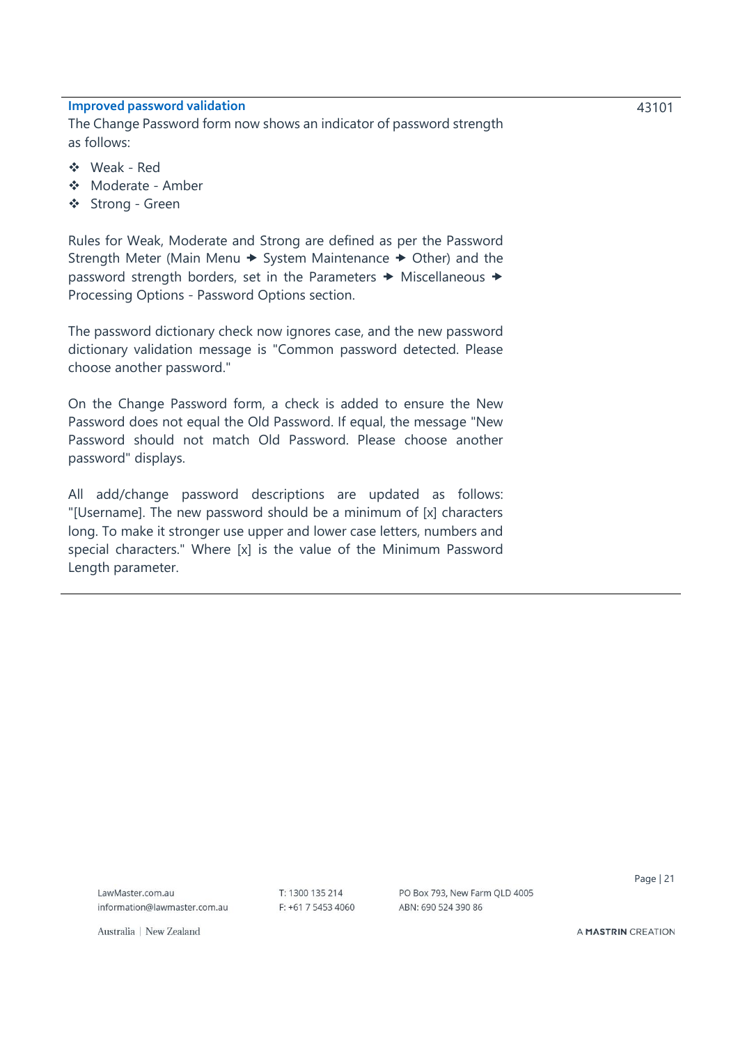**Improved password validation**

43101

The Change Password form now shows an indicator of password strength as follows:

- Weak - Red
- Moderate - Amber
- Strong - Green

Rules for Weak, Moderate and Strong are defined as per the Password Strength Meter (Main Menu → System Maintenance → Other) and the password strength borders, set in the Parameters → Miscellaneous → Processing Options - Password Options section.

The password dictionary check now ignores case, and the new password dictionary validation message is "Common password detected. Please choose another password."

On the Change Password form, a check is added to ensure the New Password does not equal the Old Password. If equal, the message "New Password should not match Old Password. Please choose another password" displays.

All add/change password descriptions are updated as follows: "[Username]. The new password should be a minimum of [x] characters long. To make it stronger use upper and lower case letters, numbers and special characters." Where [x] is the value of the Minimum Password Length parameter.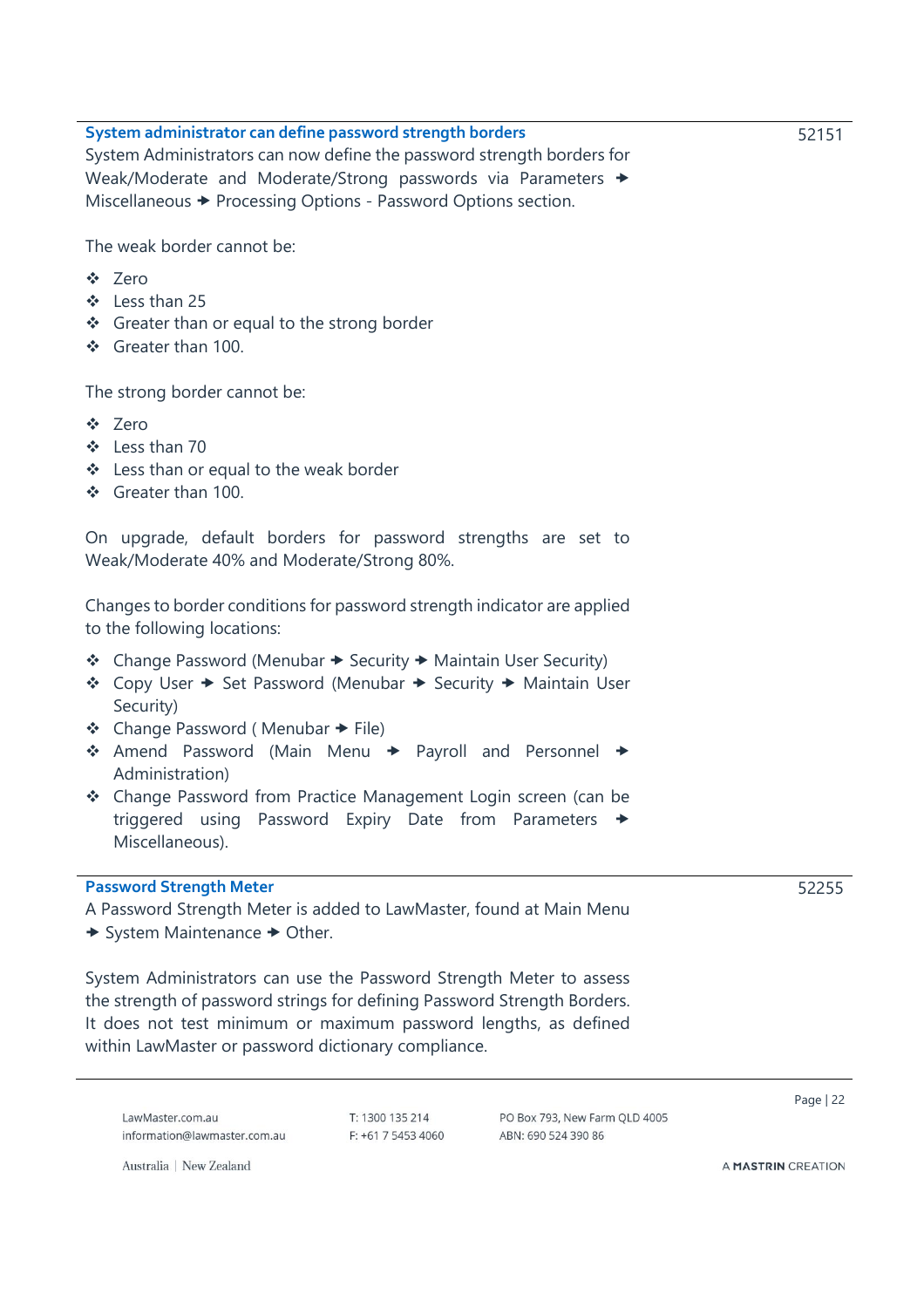### System administrator can define password strength borders

52151

System Administrators can now define the password strength borders for Weak/Moderate and Moderate/Strong passwords via Parameters → Miscellaneous → Processing Options - Password Options section.

The weak border cannot be:

- Zero
- Less than 25
- Greater than or equal to the strong border
- Greater than 100.

The strong border cannot be:

- Zero
- Less than 70
- Less than or equal to the weak border
- Greater than 100.

On upgrade, default borders for password strengths are set to Weak/Moderate 40% and Moderate/Strong 80%.

Changes to border conditions for password strength indicator are applied to the following locations:

- Change Password (Menubar → Security → Maintain User Security)
- Copy User → Set Password (Menubar → Security → Maintain User Security)
- Change Password ( Menubar → File)
- Amend Password (Main Menu → Payroll and Personnel → Administration)
- Change Password from Practice Management Login screen (can be triggered using Password Expiry Date from Parameters → Miscellaneous).

### Password Strength Meter

52255

A Password Strength Meter is added to LawMaster, found at Main Menu → System Maintenance → Other.

System Administrators can use the Password Strength Meter to assess the strength of password strings for defining Password Strength Borders. It does not test minimum or maximum password lengths, as defined within LawMaster or password dictionary compliance.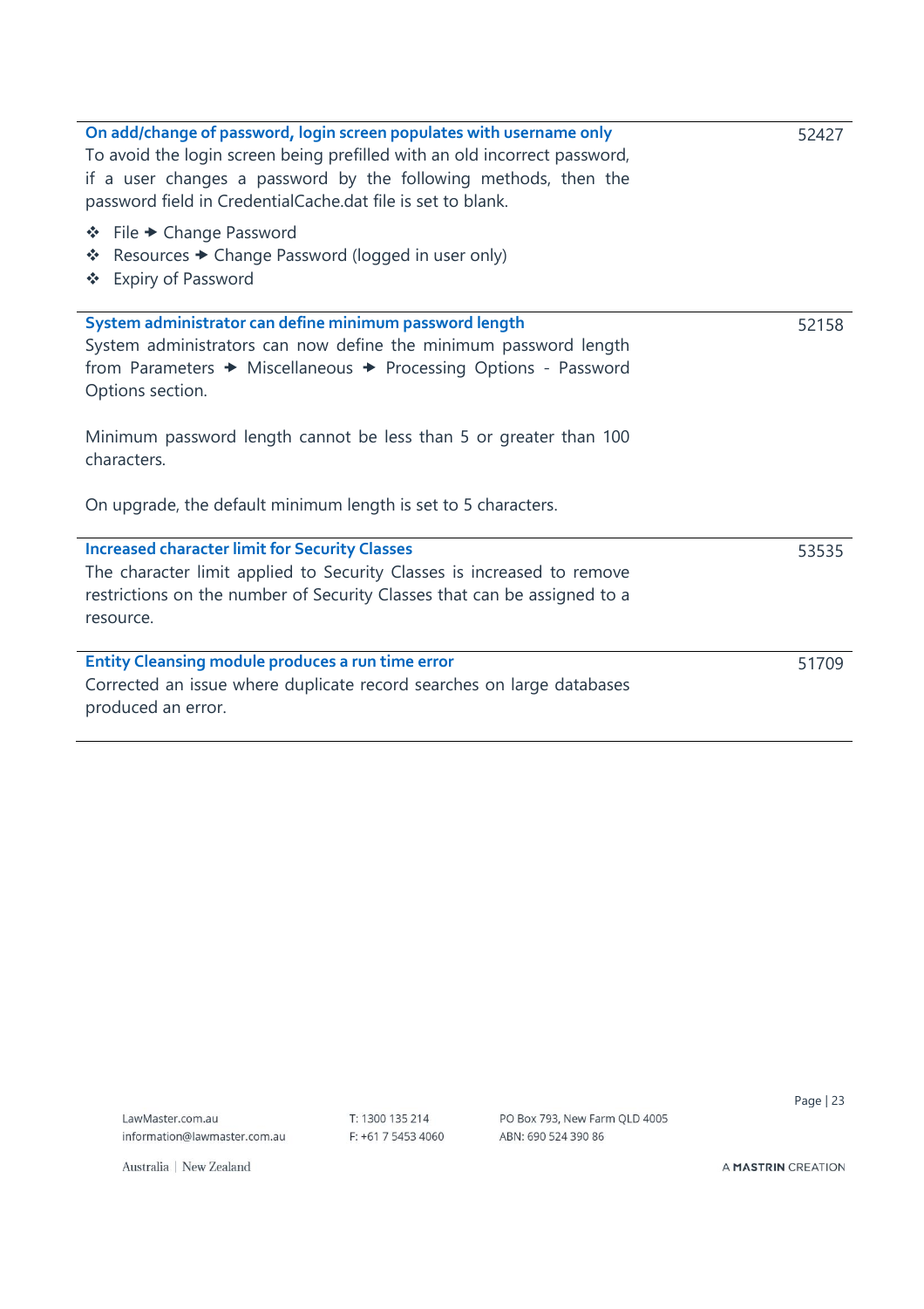| | |
|---|---|
| **On add/change of password, login screen populates with username only**<br>To avoid the login screen being prefilled with an old incorrect password, if a user changes a password by the following methods, then the password field in CredentialCache.dat file is set to blank.<br>❖ File → Change Password<br>❖ Resources → Change Password (logged in user only)<br>❖ Expiry of Password | 52427 |
| **System administrator can define minimum password length**<br>System administrators can now define the minimum password length from Parameters → Miscellaneous → Processing Options - Password Options section.<br><br>Minimum password length cannot be less than 5 or greater than 100 characters.<br><br>On upgrade, the default minimum length is set to 5 characters. | 52158 |
| **Increased character limit for Security Classes**<br>The character limit applied to Security Classes is increased to remove restrictions on the number of Security Classes that can be assigned to a resource. | 53535 |
| **Entity Cleansing module produces a run time error**<br>Corrected an issue where duplicate record searches on large databases produced an error. | 51709 |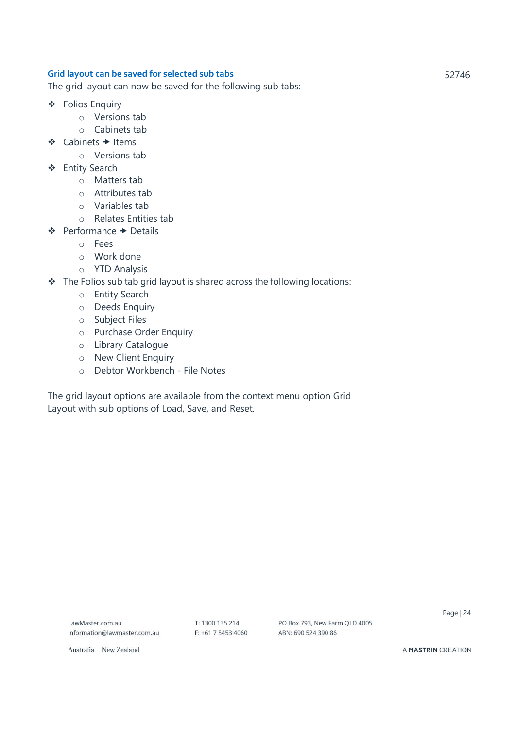### Grid layout can be saved for selected sub tabs

52746

The grid layout can now be saved for the following sub tabs:

- Folios Enquiry
  - Versions tab
  - Cabinets tab
- Cabinets → Items
  - Versions tab
- Entity Search
  - Matters tab
  - Attributes tab
  - Variables tab
  - Relates Entities tab
- Performance → Details
  - Fees
  - Work done
  - YTD Analysis
- The Folios sub tab grid layout is shared across the following locations:
  - Entity Search
  - Deeds Enquiry
  - Subject Files
  - Purchase Order Enquiry
  - Library Catalogue
  - New Client Enquiry
  - Debtor Workbench - File Notes

The grid layout options are available from the context menu option Grid Layout with sub options of Load, Save, and Reset.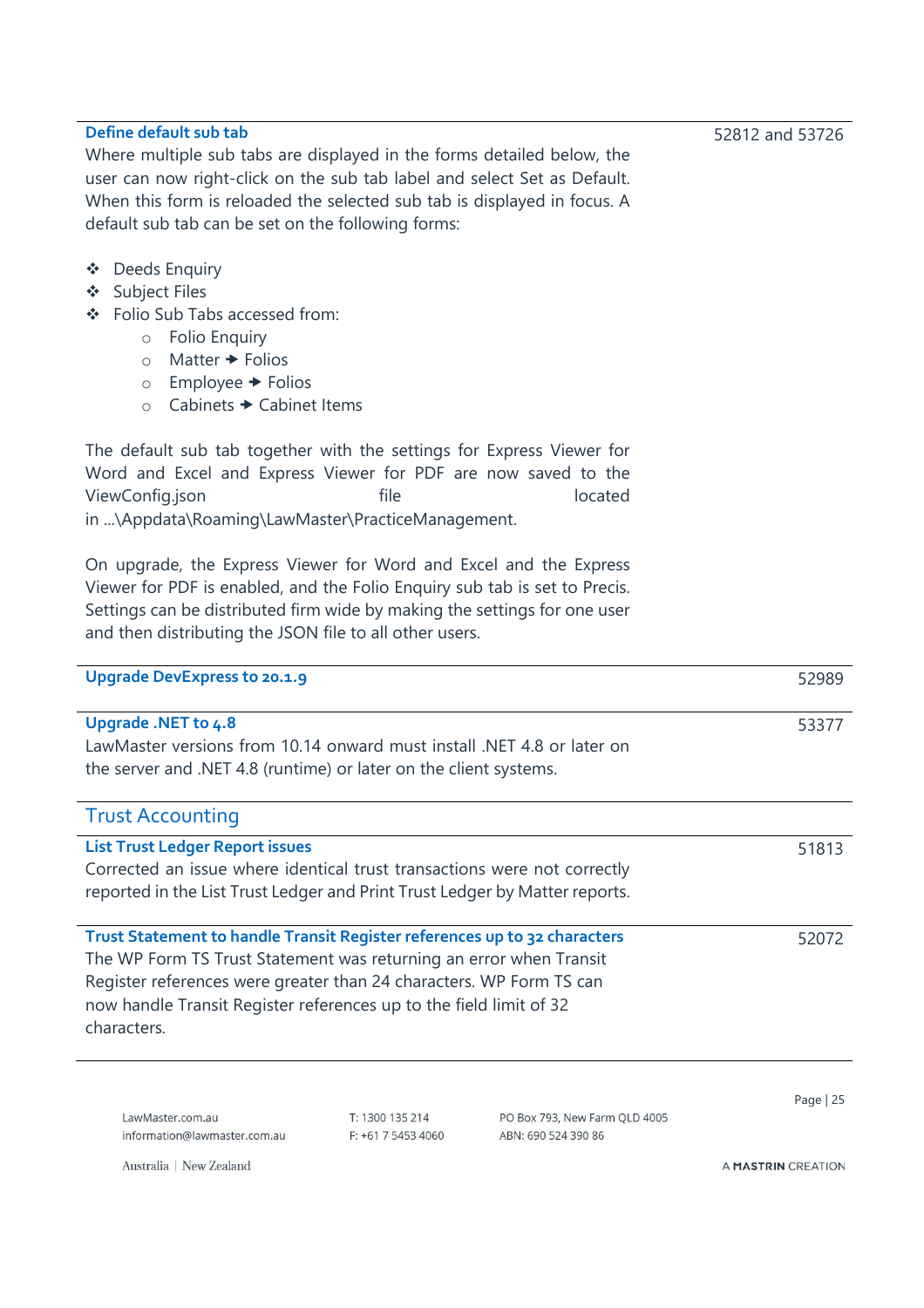| | |
|---|---|
| **Define default sub tab**<br>Where multiple sub tabs are displayed in the forms detailed below, the user can now right-click on the sub tab label and select Set as Default. When this form is reloaded the selected sub tab is displayed in focus. A default sub tab can be set on the following forms:<br><br>❖ Deeds Enquiry<br>❖ Subject Files<br>❖ Folio Sub Tabs accessed from:<br>○ Folio Enquiry<br>○ Matter → Folios<br>○ Employee → Folios<br>○ Cabinets → Cabinet Items<br><br>The default sub tab together with the settings for Express Viewer for Word and Excel and Express Viewer for PDF are now saved to the ViewConfig.json file located in ...\Appdata\Roaming\LawMaster\PracticeManagement.<br><br>On upgrade, the Express Viewer for Word and Excel and the Express Viewer for PDF is enabled, and the Folio Enquiry sub tab is set to Precis. Settings can be distributed firm wide by making the settings for one user and then distributing the JSON file to all other users. | 52812 and 53726 |
| **Upgrade DevExpress to 20.1.9** | 52989 |
| **Upgrade .NET to 4.8**<br>LawMaster versions from 10.14 onward must install .NET 4.8 or later on the server and .NET 4.8 (runtime) or later on the client systems. | 53377 |

## Trust Accounting

| | |
|---|---|
| **List Trust Ledger Report issues**<br>Corrected an issue where identical trust transactions were not correctly reported in the List Trust Ledger and Print Trust Ledger by Matter reports. | 51813 |
| **Trust Statement to handle Transit Register references up to 32 characters**<br>The WP Form TS Trust Statement was returning an error when Transit Register references were greater than 24 characters. WP Form TS can now handle Transit Register references up to the field limit of 32 characters. | 52072 |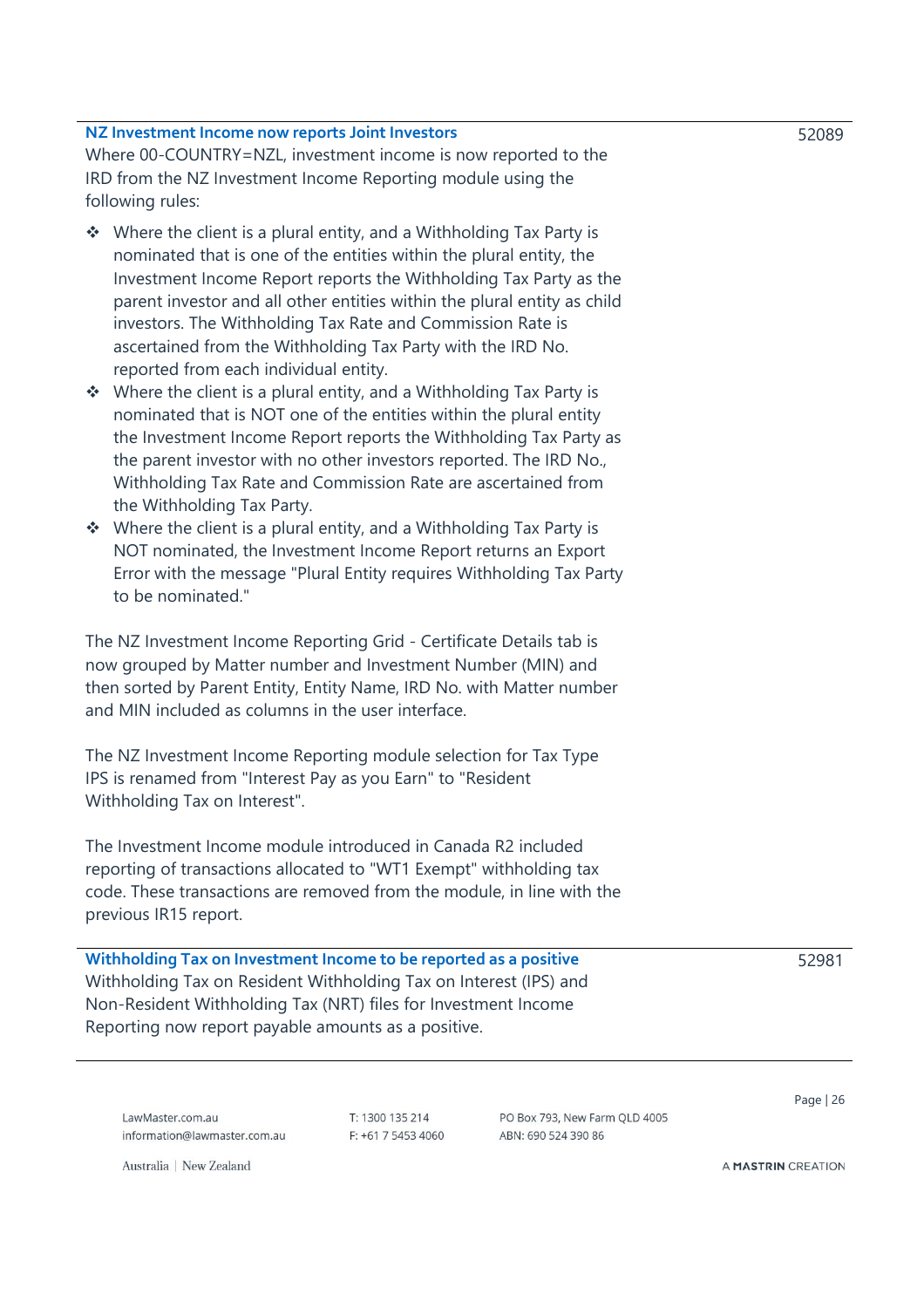### NZ Investment Income now reports Joint Investors

52089

Where 00-COUNTRY=NZL, investment income is now reported to the IRD from the NZ Investment Income Reporting module using the following rules:

- Where the client is a plural entity, and a Withholding Tax Party is nominated that is one of the entities within the plural entity, the Investment Income Report reports the Withholding Tax Party as the parent investor and all other entities within the plural entity as child investors. The Withholding Tax Rate and Commission Rate is ascertained from the Withholding Tax Party with the IRD No. reported from each individual entity.
- Where the client is a plural entity, and a Withholding Tax Party is nominated that is NOT one of the entities within the plural entity the Investment Income Report reports the Withholding Tax Party as the parent investor with no other investors reported. The IRD No., Withholding Tax Rate and Commission Rate are ascertained from the Withholding Tax Party.
- Where the client is a plural entity, and a Withholding Tax Party is NOT nominated, the Investment Income Report returns an Export Error with the message "Plural Entity requires Withholding Tax Party to be nominated."

The NZ Investment Income Reporting Grid - Certificate Details tab is now grouped by Matter number and Investment Number (MIN) and then sorted by Parent Entity, Entity Name, IRD No. with Matter number and MIN included as columns in the user interface.

The NZ Investment Income Reporting module selection for Tax Type IPS is renamed from "Interest Pay as you Earn" to "Resident Withholding Tax on Interest".

The Investment Income module introduced in Canada R2 included reporting of transactions allocated to "WT1 Exempt" withholding tax code. These transactions are removed from the module, in line with the previous IR15 report.

### Withholding Tax on Investment Income to be reported as a positive

52981

Withholding Tax on Resident Withholding Tax on Interest (IPS) and Non-Resident Withholding Tax (NRT) files for Investment Income Reporting now report payable amounts as a positive.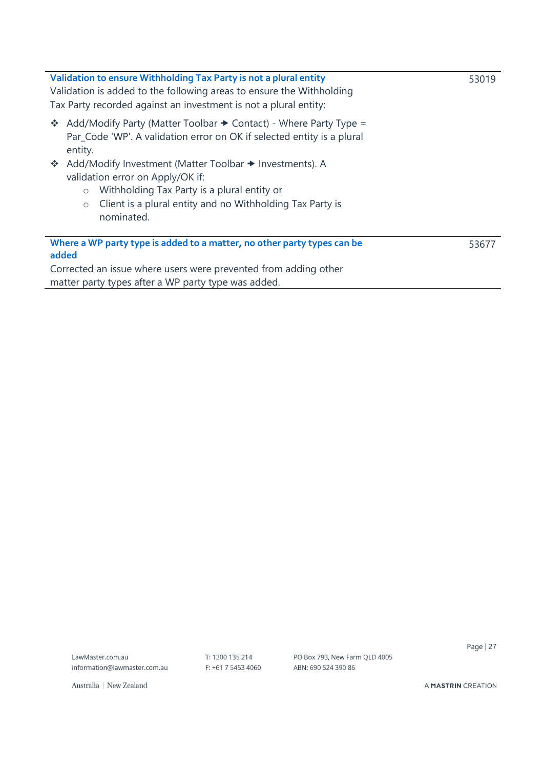| | |
|---|---|
| **Validation to ensure Withholding Tax Party is not a plural entity**<br>Validation is added to the following areas to ensure the Withholding Tax Party recorded against an investment is not a plural entity:<br>❖ Add/Modify Party (Matter Toolbar → Contact) - Where Party Type = Par_Code 'WP'. A validation error on OK if selected entity is a plural entity.<br>❖ Add/Modify Investment (Matter Toolbar → Investments). A validation error on Apply/OK if:<br>○ Withholding Tax Party is a plural entity or<br>○ Client is a plural entity and no Withholding Tax Party is nominated. | 53019 |
| **Where a WP party type is added to a matter, no other party types can be added**<br>Corrected an issue where users were prevented from adding other matter party types after a WP party type was added. | 53677 |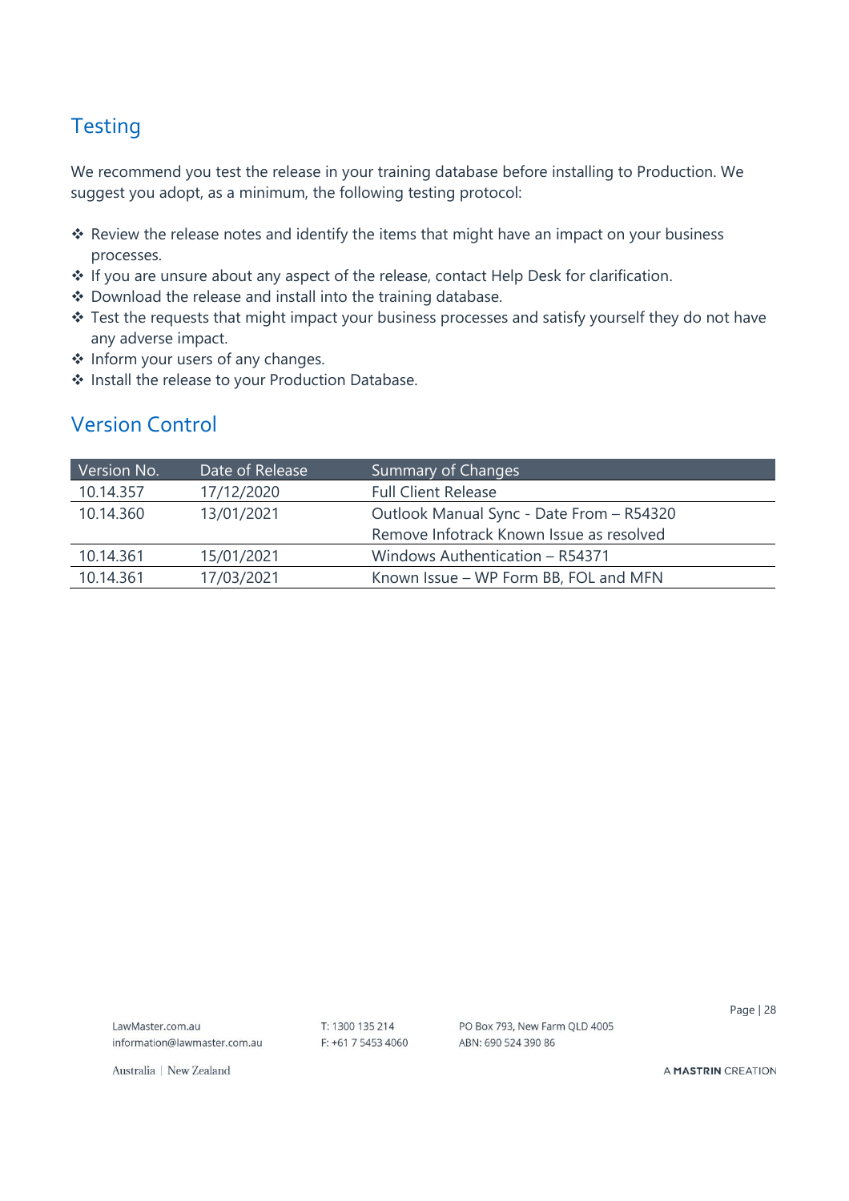## Testing

We recommend you test the release in your training database before installing to Production. We suggest you adopt, as a minimum, the following testing protocol:

- Review the release notes and identify the items that might have an impact on your business processes.
- If you are unsure about any aspect of the release, contact Help Desk for clarification.
- Download the release and install into the training database.
- Test the requests that might impact your business processes and satisfy yourself they do not have any adverse impact.
- Inform your users of any changes.
- Install the release to your Production Database.

## Version Control

| Version No. | Date of Release | Summary of Changes |
|---|---|---|
| 10.14.357 | 17/12/2020 | Full Client Release |
| 10.14.360 | 13/01/2021 | Outlook Manual Sync - Date From – R54320<br>Remove Infotrack Known Issue as resolved |
| 10.14.361 | 15/01/2021 | Windows Authentication – R54371 |
| 10.14.361 | 17/03/2021 | Known Issue – WP Form BB, FOL and MFN |